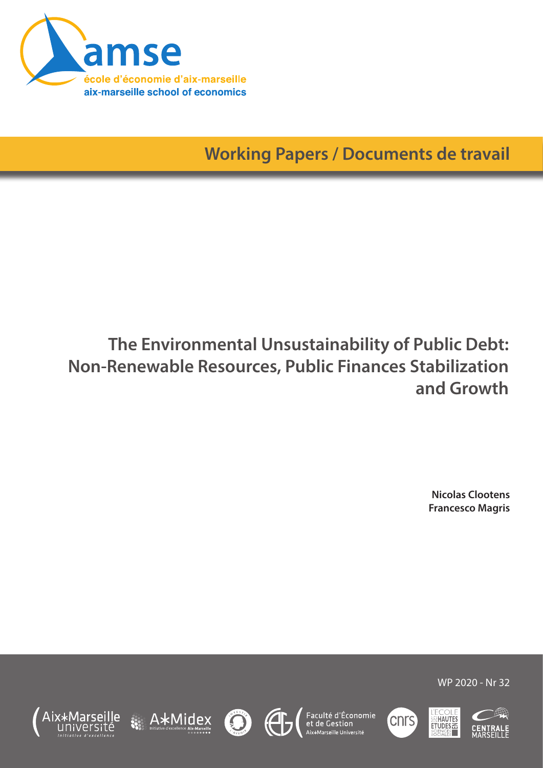amse

école d'économie d'aix-marseille

aix-marseille school of economics

Working Papers / Documents de travail

# The Environmental Unsustainability of Public Debt: Non-Renewable Resources, Public Finances Stabilization and Growth

**Nicolas Clootens**
**Francesco Magris**

WP 2020 - Nr 32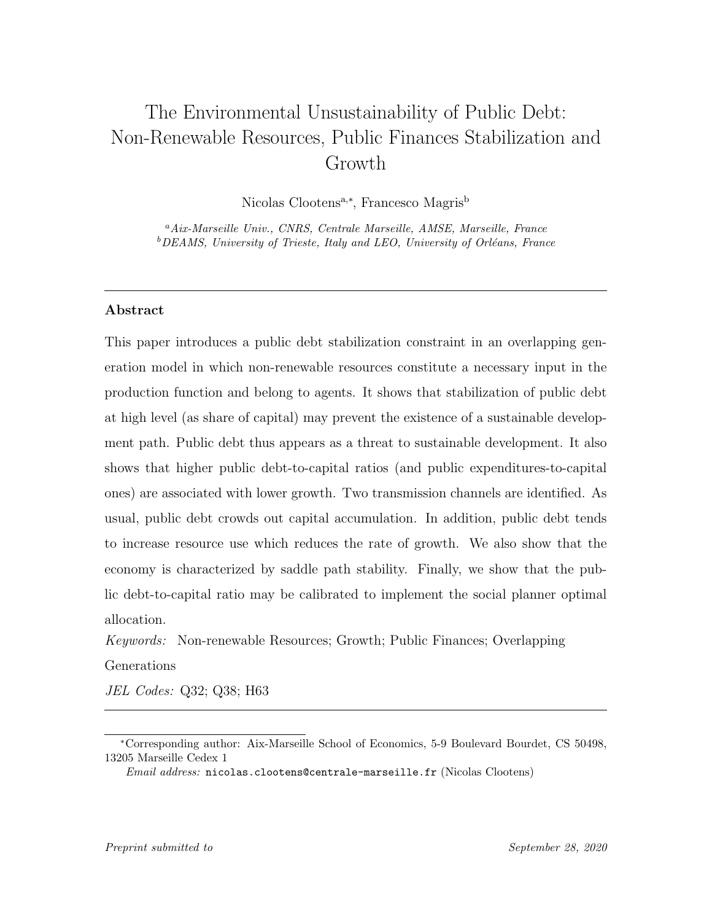# The Environmental Unsustainability of Public Debt: Non-Renewable Resources, Public Finances Stabilization and Growth

Nicolas Clootens[a,*], Francesco Magris[b]

[a] *Aix-Marseille Univ., CNRS, Centrale Marseille, AMSE, Marseille, France*
[b] *DEAMS, University of Trieste, Italy and LEO, University of Orléans, France*

---

## Abstract

This paper introduces a public debt stabilization constraint in an overlapping generation model in which non-renewable resources constitute a necessary input in the production function and belong to agents. It shows that stabilization of public debt at high level (as share of capital) may prevent the existence of a sustainable development path. Public debt thus appears as a threat to sustainable development. It also shows that higher public debt-to-capital ratios (and public expenditures-to-capital ones) are associated with lower growth. Two transmission channels are identified. As usual, public debt crowds out capital accumulation. In addition, public debt tends to increase resource use which reduces the rate of growth. We also show that the economy is characterized by saddle path stability. Finally, we show that the public debt-to-capital ratio may be calibrated to implement the social planner optimal allocation.

*Keywords:* Non-renewable Resources; Growth; Public Finances; Overlapping Generations

*JEL Codes:* Q32; Q38; H63

---

[*] Corresponding author: Aix-Marseille School of Economics, 5-9 Boulevard Bourdet, CS 50498, 13205 Marseille Cedex 1

*Email address:* `nicolas.clootens@centrale-marseille.fr` (Nicolas Clootens)

*Preprint submitted to* *September 28, 2020*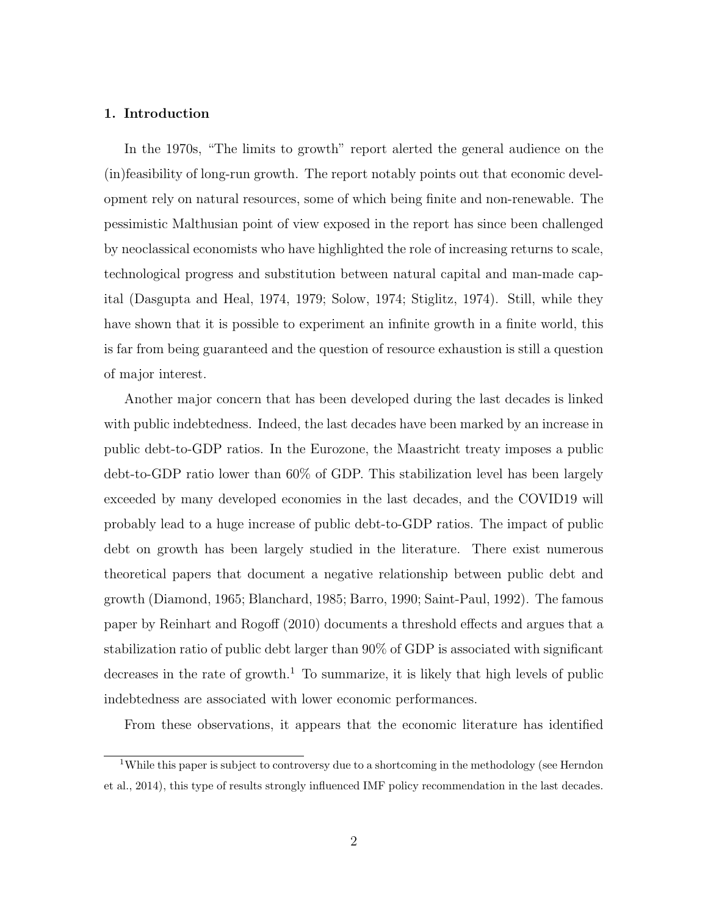## 1. Introduction

In the 1970s, "The limits to growth" report alerted the general audience on the (in)feasibility of long-run growth. The report notably points out that economic development rely on natural resources, some of which being finite and non-renewable. The pessimistic Malthusian point of view exposed in the report has since been challenged by neoclassical economists who have highlighted the role of increasing returns to scale, technological progress and substitution between natural capital and man-made capital (Dasgupta and Heal, 1974, 1979; Solow, 1974; Stiglitz, 1974). Still, while they have shown that it is possible to experiment an infinite growth in a finite world, this is far from being guaranteed and the question of resource exhaustion is still a question of major interest.

Another major concern that has been developed during the last decades is linked with public indebtedness. Indeed, the last decades have been marked by an increase in public debt-to-GDP ratios. In the Eurozone, the Maastricht treaty imposes a public debt-to-GDP ratio lower than 60% of GDP. This stabilization level has been largely exceeded by many developed economies in the last decades, and the COVID19 will probably lead to a huge increase of public debt-to-GDP ratios. The impact of public debt on growth has been largely studied in the literature. There exist numerous theoretical papers that document a negative relationship between public debt and growth (Diamond, 1965; Blanchard, 1985; Barro, 1990; Saint-Paul, 1992). The famous paper by Reinhart and Rogoff (2010) documents a threshold effects and argues that a stabilization ratio of public debt larger than 90% of GDP is associated with significant decreases in the rate of growth.[1] To summarize, it is likely that high levels of public indebtedness are associated with lower economic performances.

From these observations, it appears that the economic literature has identified

[1] While this paper is subject to controversy due to a shortcoming in the methodology (see Herndon et al., 2014), this type of results strongly influenced IMF policy recommendation in the last decades.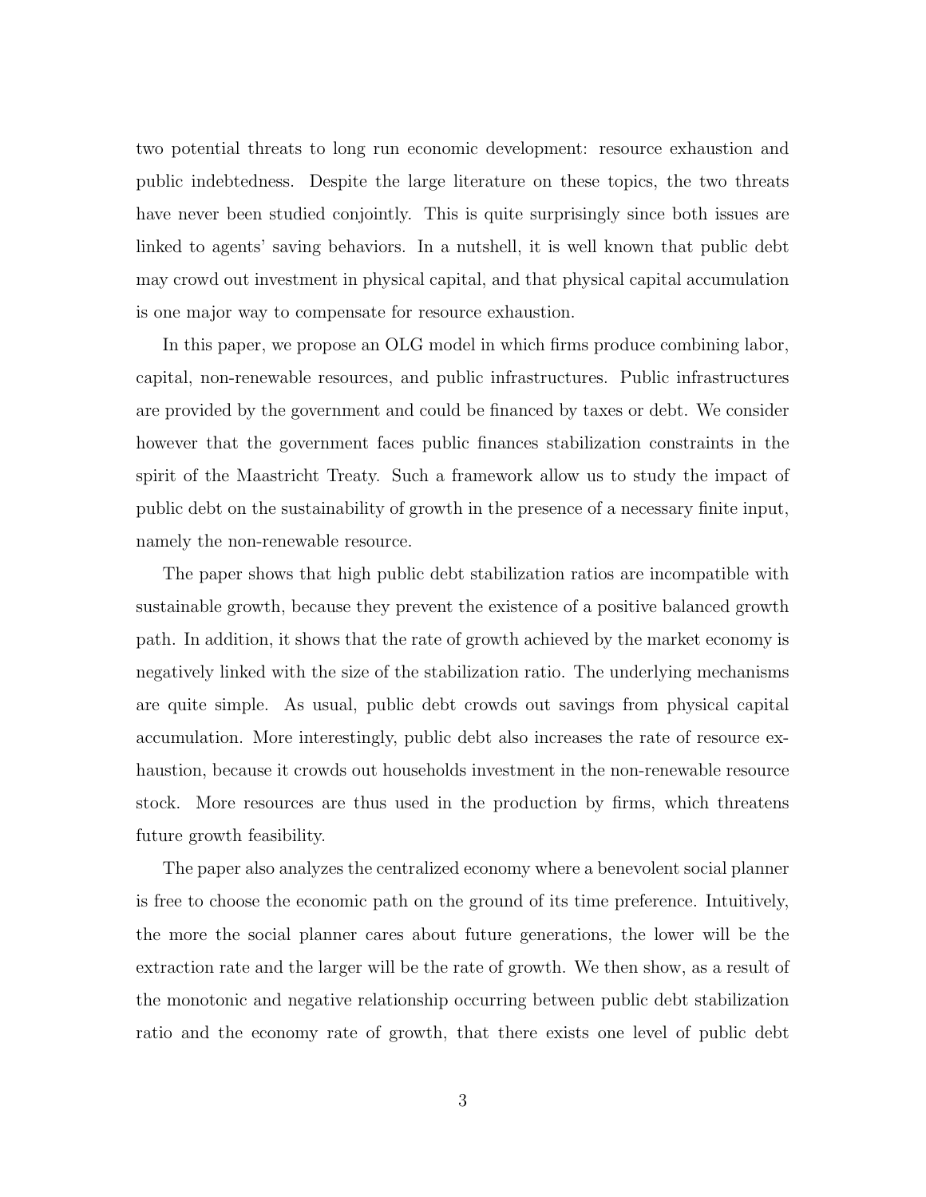two potential threats to long run economic development: resource exhaustion and public indebtedness. Despite the large literature on these topics, the two threats have never been studied conjointly. This is quite surprisingly since both issues are linked to agents' saving behaviors. In a nutshell, it is well known that public debt may crowd out investment in physical capital, and that physical capital accumulation is one major way to compensate for resource exhaustion.

In this paper, we propose an OLG model in which firms produce combining labor, capital, non-renewable resources, and public infrastructures. Public infrastructures are provided by the government and could be financed by taxes or debt. We consider however that the government faces public finances stabilization constraints in the spirit of the Maastricht Treaty. Such a framework allow us to study the impact of public debt on the sustainability of growth in the presence of a necessary finite input, namely the non-renewable resource.

The paper shows that high public debt stabilization ratios are incompatible with sustainable growth, because they prevent the existence of a positive balanced growth path. In addition, it shows that the rate of growth achieved by the market economy is negatively linked with the size of the stabilization ratio. The underlying mechanisms are quite simple. As usual, public debt crowds out savings from physical capital accumulation. More interestingly, public debt also increases the rate of resource exhaustion, because it crowds out households investment in the non-renewable resource stock. More resources are thus used in the production by firms, which threatens future growth feasibility.

The paper also analyzes the centralized economy where a benevolent social planner is free to choose the economic path on the ground of its time preference. Intuitively, the more the social planner cares about future generations, the lower will be the extraction rate and the larger will be the rate of growth. We then show, as a result of the monotonic and negative relationship occurring between public debt stabilization ratio and the economy rate of growth, that there exists one level of public debt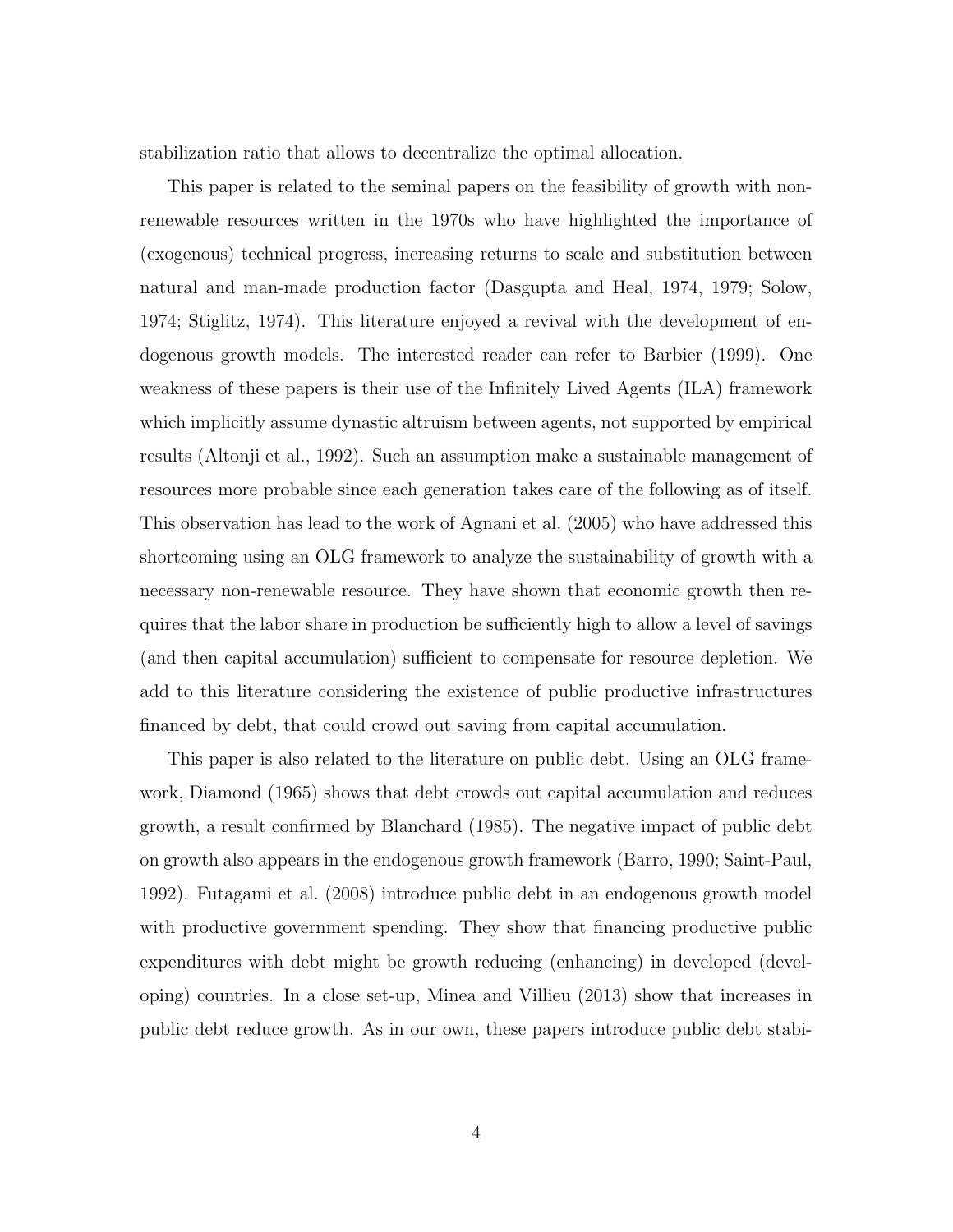stabilization ratio that allows to decentralize the optimal allocation.

This paper is related to the seminal papers on the feasibility of growth with non-renewable resources written in the 1970s who have highlighted the importance of (exogenous) technical progress, increasing returns to scale and substitution between natural and man-made production factor (Dasgupta and Heal, 1974, 1979; Solow, 1974; Stiglitz, 1974). This literature enjoyed a revival with the development of endogenous growth models. The interested reader can refer to Barbier (1999). One weakness of these papers is their use of the Infinitely Lived Agents (ILA) framework which implicitly assume dynastic altruism between agents, not supported by empirical results (Altonji et al., 1992). Such an assumption make a sustainable management of resources more probable since each generation takes care of the following as of itself. This observation has lead to the work of Agnani et al. (2005) who have addressed this shortcoming using an OLG framework to analyze the sustainability of growth with a necessary non-renewable resource. They have shown that economic growth then requires that the labor share in production be sufficiently high to allow a level of savings (and then capital accumulation) sufficient to compensate for resource depletion. We add to this literature considering the existence of public productive infrastructures financed by debt, that could crowd out saving from capital accumulation.

This paper is also related to the literature on public debt. Using an OLG framework, Diamond (1965) shows that debt crowds out capital accumulation and reduces growth, a result confirmed by Blanchard (1985). The negative impact of public debt on growth also appears in the endogenous growth framework (Barro, 1990; Saint-Paul, 1992). Futagami et al. (2008) introduce public debt in an endogenous growth model with productive government spending. They show that financing productive public expenditures with debt might be growth reducing (enhancing) in developed (developing) countries. In a close set-up, Minea and Villieu (2013) show that increases in public debt reduce growth. As in our own, these papers introduce public debt stabi-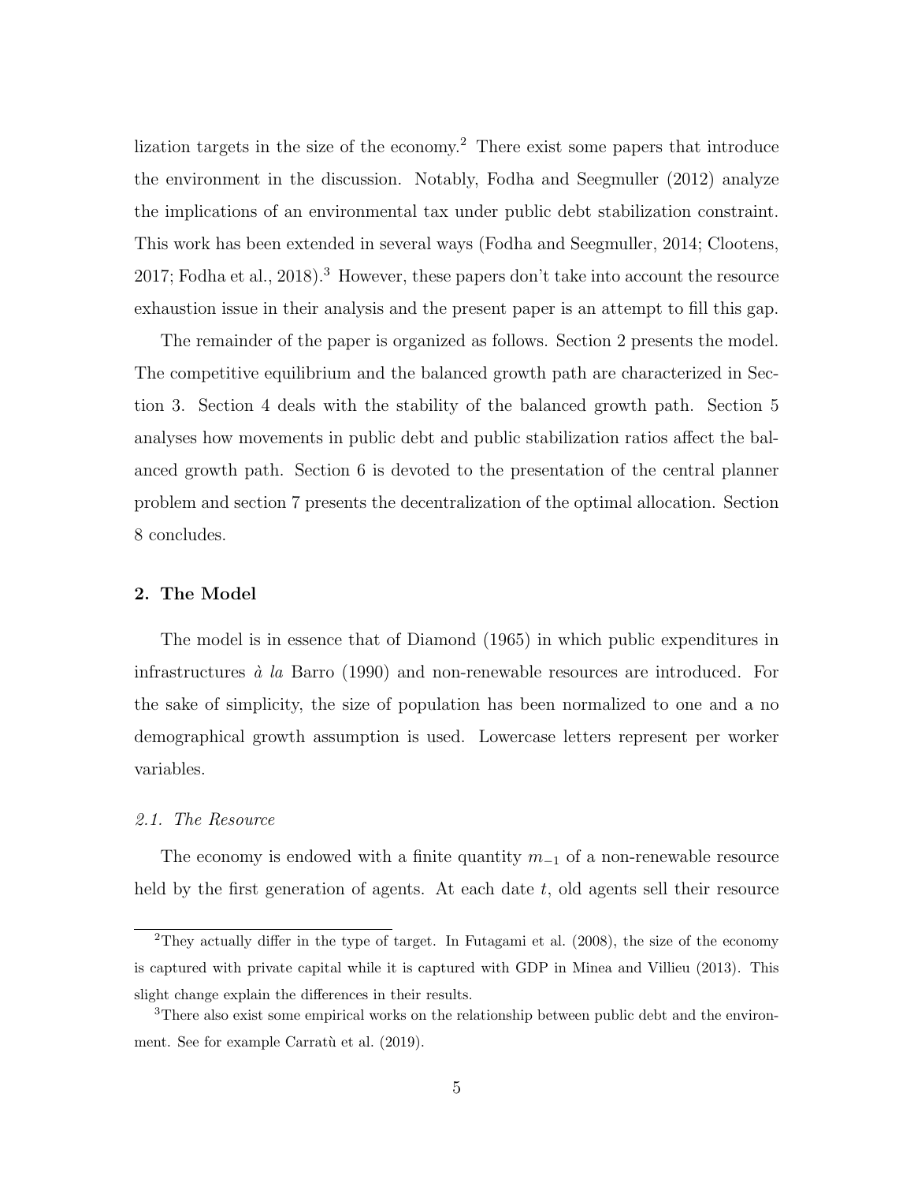lization targets in the size of the economy.[2] There exist some papers that introduce the environment in the discussion. Notably, Fodha and Seegmuller (2012) analyze the implications of an environmental tax under public debt stabilization constraint. This work has been extended in several ways (Fodha and Seegmuller, 2014; Clootens, 2017; Fodha et al., 2018).[3] However, these papers don't take into account the resource exhaustion issue in their analysis and the present paper is an attempt to fill this gap.

The remainder of the paper is organized as follows. Section 2 presents the model. The competitive equilibrium and the balanced growth path are characterized in Section 3. Section 4 deals with the stability of the balanced growth path. Section 5 analyses how movements in public debt and public stabilization ratios affect the balanced growth path. Section 6 is devoted to the presentation of the central planner problem and section 7 presents the decentralization of the optimal allocation. Section 8 concludes.

## 2. The Model

The model is in essence that of Diamond (1965) in which public expenditures in infrastructures *à la* Barro (1990) and non-renewable resources are introduced. For the sake of simplicity, the size of population has been normalized to one and a no demographical growth assumption is used. Lowercase letters represent per worker variables.

### *2.1. The Resource*

The economy is endowed with a finite quantity $m_{-1}$ of a non-renewable resource held by the first generation of agents. At each date $t$, old agents sell their resource

[2] They actually differ in the type of target. In Futagami et al. (2008), the size of the economy is captured with private capital while it is captured with GDP in Minea and Villieu (2013). This slight change explain the differences in their results.

[3] There also exist some empirical works on the relationship between public debt and the environment. See for example Carratù et al. (2019).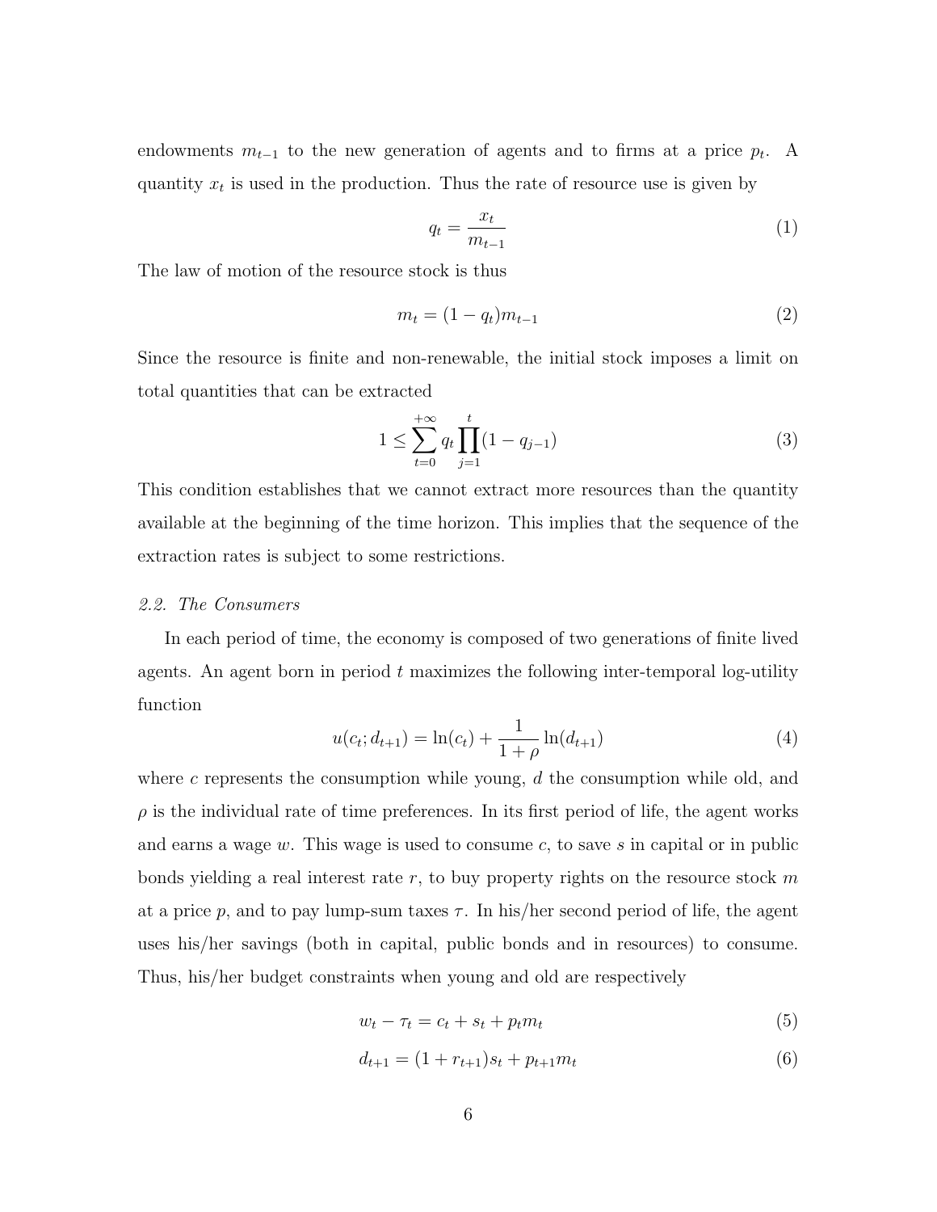endowments $m_{t-1}$ to the new generation of agents and to firms at a price $p_t$. A quantity $x_t$ is used in the production. Thus the rate of resource use is given by

$$q_t = \frac{x_t}{m_{t-1}} \tag{1}$$

The law of motion of the resource stock is thus

$$m_t = (1 - q_t)m_{t-1} \tag{2}$$

Since the resource is finite and non-renewable, the initial stock imposes a limit on total quantities that can be extracted

$$1 \leq \sum_{t=0}^{+\infty} q_t \prod_{j=1}^{t} (1 - q_{j-1}) \tag{3}$$

This condition establishes that we cannot extract more resources than the quantity available at the beginning of the time horizon. This implies that the sequence of the extraction rates is subject to some restrictions.

### *2.2. The Consumers*

In each period of time, the economy is composed of two generations of finite lived agents. An agent born in period $t$ maximizes the following inter-temporal log-utility function

$$u(c_t; d_{t+1}) = \ln(c_t) + \frac{1}{1+\rho} \ln(d_{t+1}) \tag{4}$$

where $c$ represents the consumption while young, $d$ the consumption while old, and $\rho$ is the individual rate of time preferences. In its first period of life, the agent works and earns a wage $w$. This wage is used to consume $c$, to save $s$ in capital or in public bonds yielding a real interest rate $r$, to buy property rights on the resource stock $m$ at a price $p$, and to pay lump-sum taxes $\tau$. In his/her second period of life, the agent uses his/her savings (both in capital, public bonds and in resources) to consume. Thus, his/her budget constraints when young and old are respectively

$$w_t - \tau_t = c_t + s_t + p_t m_t \tag{5}$$

$$d_{t+1} = (1 + r_{t+1})s_t + p_{t+1} m_t \tag{6}$$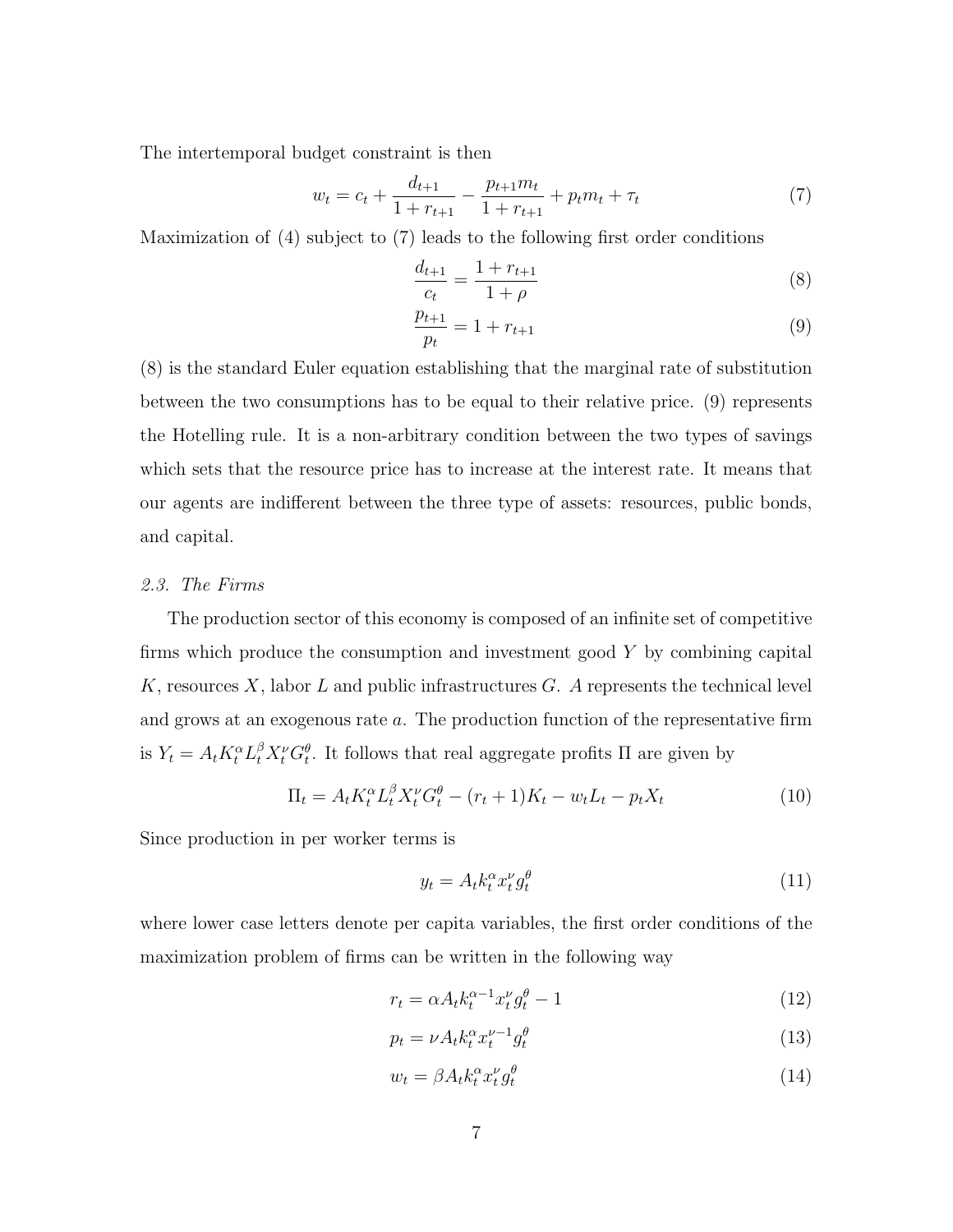The intertemporal budget constraint is then

$$w_t = c_t + \frac{d_{t+1}}{1+r_{t+1}} - \frac{p_{t+1}m_t}{1+r_{t+1}} + p_t m_t + \tau_t \tag{7}$$

Maximization of (4) subject to (7) leads to the following first order conditions

$$\frac{d_{t+1}}{c_t} = \frac{1+r_{t+1}}{1+\rho} \tag{8}$$

$$\frac{p_{t+1}}{p_t} = 1 + r_{t+1} \tag{9}$$

(8) is the standard Euler equation establishing that the marginal rate of substitution between the two consumptions has to be equal to their relative price. (9) represents the Hotelling rule. It is a non-arbitrary condition between the two types of savings which sets that the resource price has to increase at the interest rate. It means that our agents are indifferent between the three type of assets: resources, public bonds, and capital.

### *2.3. The Firms*

The production sector of this economy is composed of an infinite set of competitive firms which produce the consumption and investment good $Y$ by combining capital $K$, resources $X$, labor $L$ and public infrastructures $G$. $A$ represents the technical level and grows at an exogenous rate $a$. The production function of the representative firm is $Y_t = A_t K_t^\alpha L_t^\beta X_t^\nu G_t^\theta$. It follows that real aggregate profits $\Pi$ are given by

$$\Pi_t = A_t K_t^\alpha L_t^\beta X_t^\nu G_t^\theta - (r_t + 1)K_t - w_t L_t - p_t X_t \tag{10}$$

Since production in per worker terms is

$$y_t = A_t k_t^\alpha x_t^\nu g_t^\theta \tag{11}$$

where lower case letters denote per capita variables, the first order conditions of the maximization problem of firms can be written in the following way

$$r_t = \alpha A_t k_t^{\alpha-1} x_t^\nu g_t^\theta - 1 \tag{12}$$

$$p_t = \nu A_t k_t^\alpha x_t^{\nu-1} g_t^\theta \tag{13}$$

$$w_t = \beta A_t k_t^\alpha x_t^\nu g_t^\theta \tag{14}$$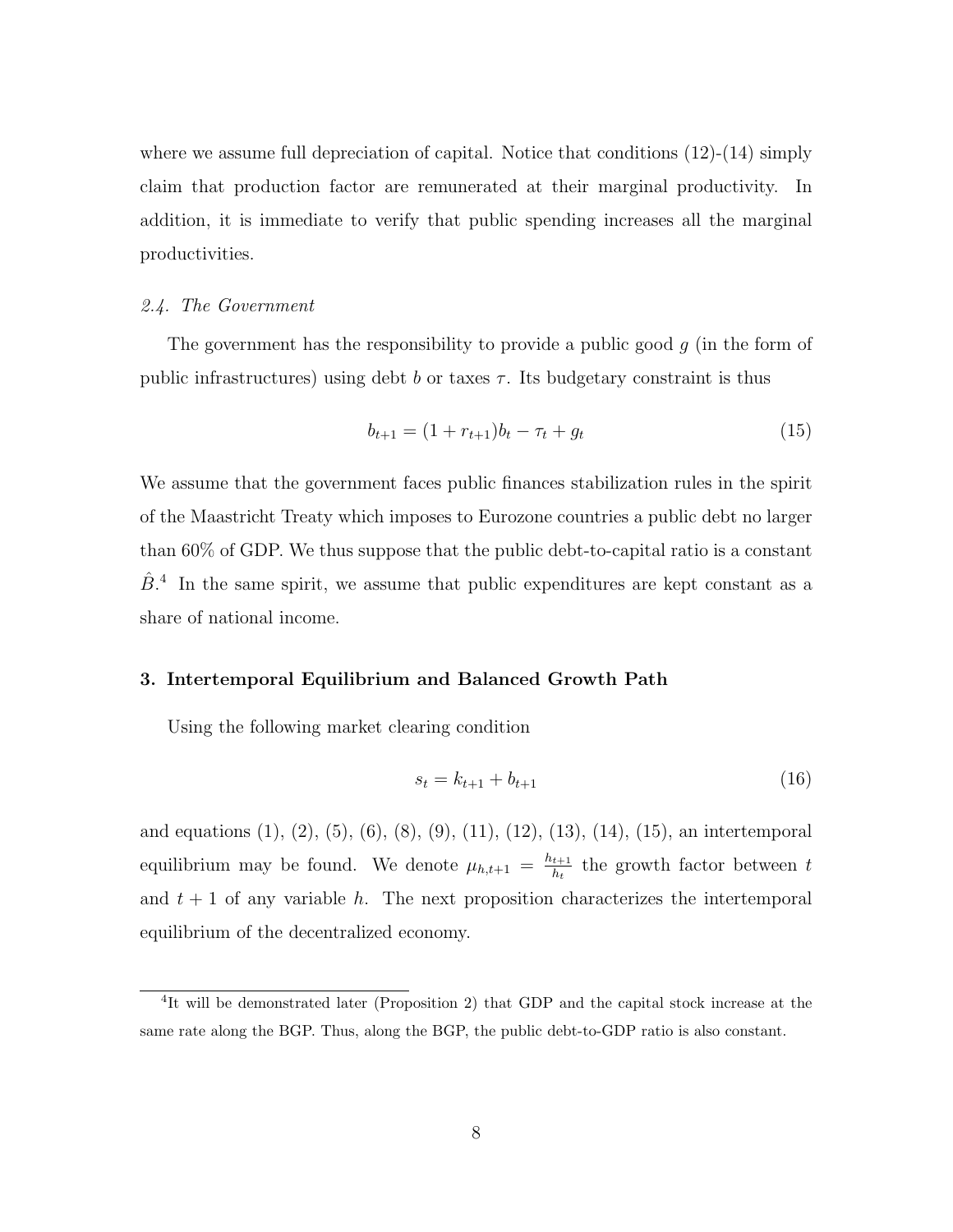where we assume full depreciation of capital. Notice that conditions (12)-(14) simply claim that production factor are remunerated at their marginal productivity. In addition, it is immediate to verify that public spending increases all the marginal productivities.

### *2.4. The Government*

The government has the responsibility to provide a public good $g$ (in the form of public infrastructures) using debt $b$ or taxes $\tau$. Its budgetary constraint is thus

$$b_{t+1} = (1 + r_{t+1})b_t - \tau_t + g_t \tag{15}$$

We assume that the government faces public finances stabilization rules in the spirit of the Maastricht Treaty which imposes to Eurozone countries a public debt no larger than 60% of GDP. We thus suppose that the public debt-to-capital ratio is a constant $\hat{B}$.[4] In the same spirit, we assume that public expenditures are kept constant as a share of national income.

## 3. Intertemporal Equilibrium and Balanced Growth Path

Using the following market clearing condition

$$s_t = k_{t+1} + b_{t+1} \tag{16}$$

and equations (1), (2), (5), (6), (8), (9), (11), (12), (13), (14), (15), an intertemporal equilibrium may be found. We denote $\mu_{h,t+1} = \frac{h_{t+1}}{h_t}$ the growth factor between $t$ and $t+1$ of any variable $h$. The next proposition characterizes the intertemporal equilibrium of the decentralized economy.

[4] It will be demonstrated later (Proposition 2) that GDP and the capital stock increase at the same rate along the BGP. Thus, along the BGP, the public debt-to-GDP ratio is also constant.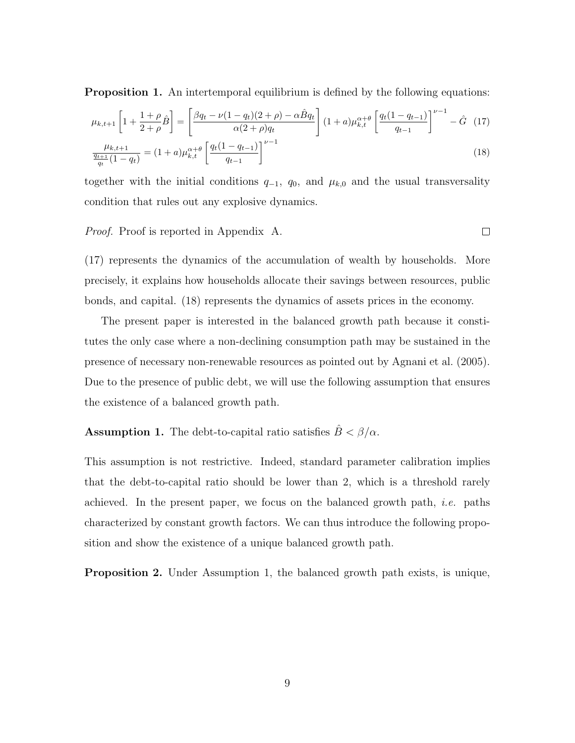**Proposition 1.** An intertemporal equilibrium is defined by the following equations:

$$\mu_{k,t+1}\left[1+\frac{1+\rho}{2+\rho}\hat{B}\right]=\left[\frac{\beta q_t-\nu(1-q_t)(2+\rho)-\alpha\hat{B}q_t}{\alpha(2+\rho)q_t}\right](1+a)\mu_{k,t}^{\alpha+\theta}\left[\frac{q_t(1-q_{t-1})}{q_{t-1}}\right]^{\nu-1}-\hat{G} \quad (17)$$

$$\frac{\mu_{k,t+1}}{\frac{q_{t+1}}{q_t}(1-q_t)}=(1+a)\mu_{k,t}^{\alpha+\theta}\left[\frac{q_t(1-q_{t-1})}{q_{t-1}}\right]^{\nu-1} \quad (18)$$

together with the initial conditions $q_{-1}$, $q_0$, and $\mu_{k,0}$ and the usual transversality condition that rules out any explosive dynamics.

*Proof.* Proof is reported in Appendix A. □

(17) represents the dynamics of the accumulation of wealth by households. More precisely, it explains how households allocate their savings between resources, public bonds, and capital. (18) represents the dynamics of assets prices in the economy.

The present paper is interested in the balanced growth path because it constitutes the only case where a non-declining consumption path may be sustained in the presence of necessary non-renewable resources as pointed out by Agnani et al. (2005). Due to the presence of public debt, we will use the following assumption that ensures the existence of a balanced growth path.

**Assumption 1.** The debt-to-capital ratio satisfies $\hat{B}<\beta/\alpha$.

This assumption is not restrictive. Indeed, standard parameter calibration implies that the debt-to-capital ratio should be lower than 2, which is a threshold rarely achieved. In the present paper, we focus on the balanced growth path, *i.e.* paths characterized by constant growth factors. We can thus introduce the following proposition and show the existence of a unique balanced growth path.

**Proposition 2.** Under Assumption 1, the balanced growth path exists, is unique,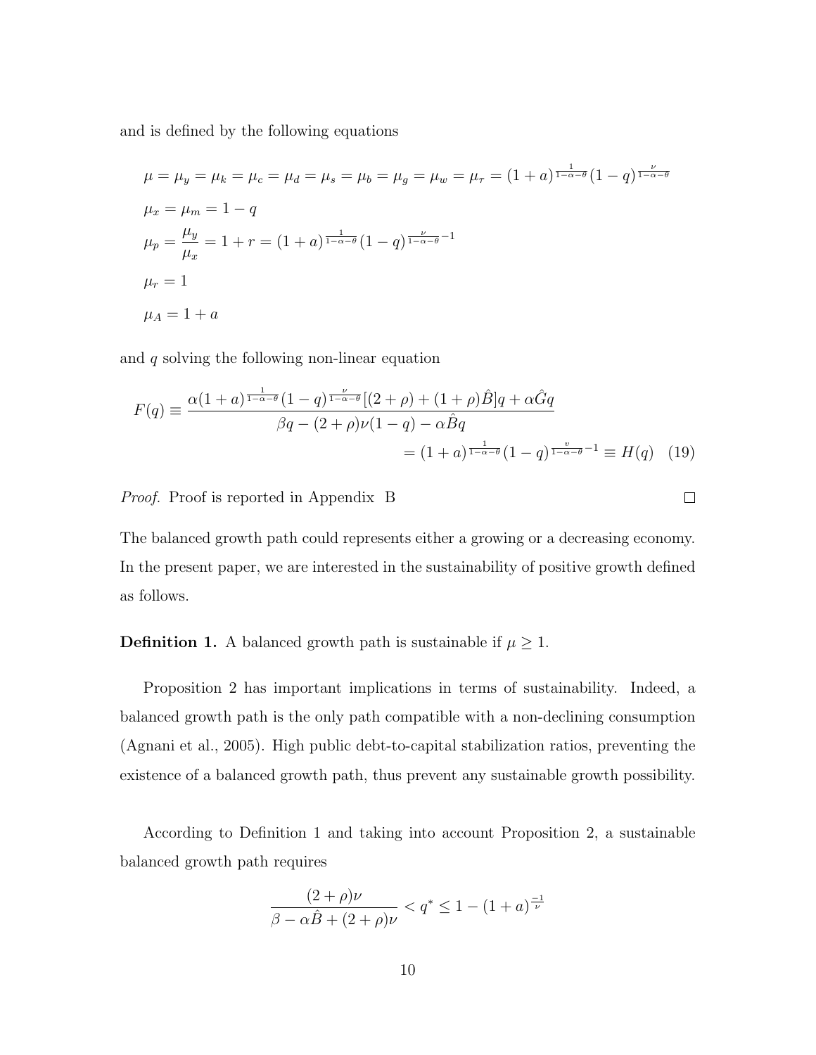and is defined by the following equations

$$
\begin{aligned}
&\mu = \mu_y = \mu_k = \mu_c = \mu_d = \mu_s = \mu_b = \mu_g = \mu_w = \mu_\tau = (1+a)^{\frac{1}{1-\alpha-\theta}}(1-q)^{\frac{\nu}{1-\alpha-\theta}} \\
&\mu_x = \mu_m = 1-q \\
&\mu_p = \frac{\mu_y}{\mu_x} = 1 + r = (1+a)^{\frac{1}{1-\alpha-\theta}}(1-q)^{\frac{\nu}{1-\alpha-\theta}-1} \\
&\mu_r = 1 \\
&\mu_A = 1 + a
\end{aligned}
$$

and $q$ solving the following non-linear equation

$$
\begin{aligned}
F(q) \equiv \frac{\alpha(1+a)^{\frac{1}{1-\alpha-\theta}}(1-q)^{\frac{\nu}{1-\alpha-\theta}}[(2+\rho)+(1+\rho)\hat{B}]q + \alpha\hat{G}q}{\beta q - (2+\rho)\nu(1-q) - \alpha\hat{B}q} \\
= (1+a)^{\frac{1}{1-\alpha-\theta}}(1-q)^{\frac{v}{1-\alpha-\theta}-1} \equiv H(q) \quad (19)
\end{aligned}
$$

*Proof.* Proof is reported in Appendix B $\square$

The balanced growth path could represents either a growing or a decreasing economy. In the present paper, we are interested in the sustainability of positive growth defined as follows.

**Definition 1.** A balanced growth path is sustainable if $\mu \geq 1$.

Proposition 2 has important implications in terms of sustainability. Indeed, a balanced growth path is the only path compatible with a non-declining consumption (Agnani et al., 2005). High public debt-to-capital stabilization ratios, preventing the existence of a balanced growth path, thus prevent any sustainable growth possibility.

According to Definition 1 and taking into account Proposition 2, a sustainable balanced growth path requires

$$
\frac{(2+\rho)\nu}{\beta - \alpha\hat{B} + (2+\rho)\nu} < q^* \leq 1 - (1+a)^{\frac{-1}{\nu}}
$$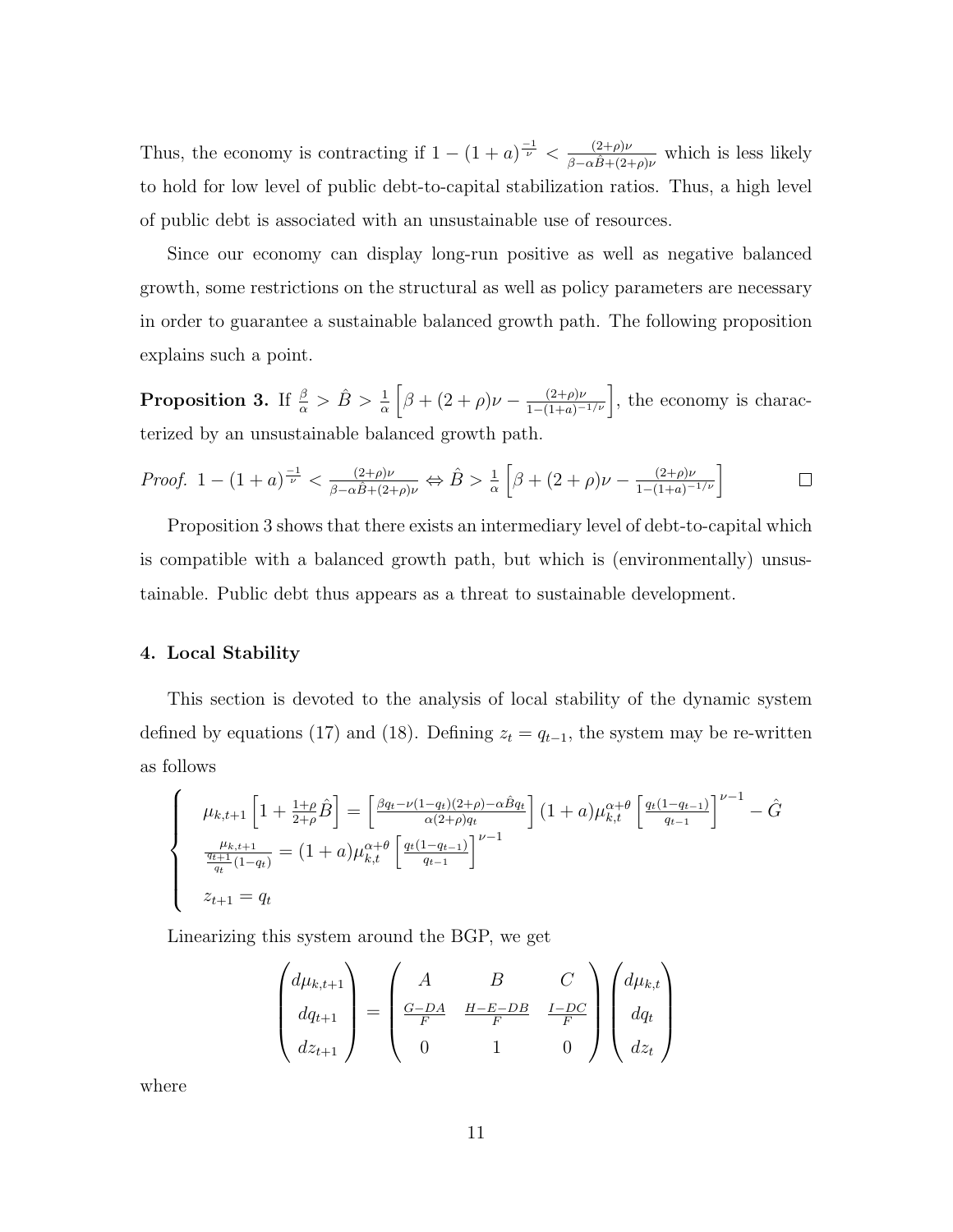Thus, the economy is contracting if $1-(1+a)^{\frac{-1}{\nu}} < \frac{(2+\rho)\nu}{\beta-\alpha\hat{B}+(2+\rho)\nu}$ which is less likely to hold for low level of public debt-to-capital stabilization ratios. Thus, a high level of public debt is associated with an unsustainable use of resources.

Since our economy can display long-run positive as well as negative balanced growth, some restrictions on the structural as well as policy parameters are necessary in order to guarantee a sustainable balanced growth path. The following proposition explains such a point.

**Proposition 3.** If $\frac{\beta}{\alpha} > \hat{B} > \frac{1}{\alpha}\left[\beta+(2+\rho)\nu-\frac{(2+\rho)\nu}{1-(1+a)^{-1/\nu}}\right]$, the economy is characterized by an unsustainable balanced growth path.

*Proof.* $1-(1+a)^{\frac{-1}{\nu}} < \frac{(2+\rho)\nu}{\beta-\alpha\hat{B}+(2+\rho)\nu} \Leftrightarrow \hat{B} > \frac{1}{\alpha}\left[\beta+(2+\rho)\nu-\frac{(2+\rho)\nu}{1-(1+a)^{-1/\nu}}\right]$ □

Proposition 3 shows that there exists an intermediary level of debt-to-capital which is compatible with a balanced growth path, but which is (environmentally) unsustainable. Public debt thus appears as a threat to sustainable development.

#### 4. Local Stability

This section is devoted to the analysis of local stability of the dynamic system defined by equations (17) and (18). Defining $z_t = q_{t-1}$, the system may be re-written as follows

$$\begin{cases} \mu_{k,t+1}\left[1+\frac{1+\rho}{2+\rho}\hat{B}\right] = \left[\frac{\beta q_t-\nu(1-q_t)(2+\rho)-\alpha\hat{B}q_t}{\alpha(2+\rho)q_t}\right](1+a)\mu_{k,t}^{\alpha+\theta}\left[\frac{q_t(1-q_{t-1})}{q_{t-1}}\right]^{\nu-1}-\hat{G} \\ \frac{\mu_{k,t+1}}{\frac{q_{t+1}}{q_t}(1-q_t)} = (1+a)\mu_{k,t}^{\alpha+\theta}\left[\frac{q_t(1-q_{t-1})}{q_{t-1}}\right]^{\nu-1} \\ z_{t+1} = q_t \end{cases}$$

Linearizing this system around the BGP, we get

$$\begin{pmatrix} d\mu_{k,t+1} \\ dq_{t+1} \\ dz_{t+1} \end{pmatrix} = \begin{pmatrix} A & B & C \\ \frac{G-DA}{F} & \frac{H-E-DB}{F} & \frac{I-DC}{F} \\ 0 & 1 & 0 \end{pmatrix} \begin{pmatrix} d\mu_{k,t} \\ dq_t \\ dz_t \end{pmatrix}$$

where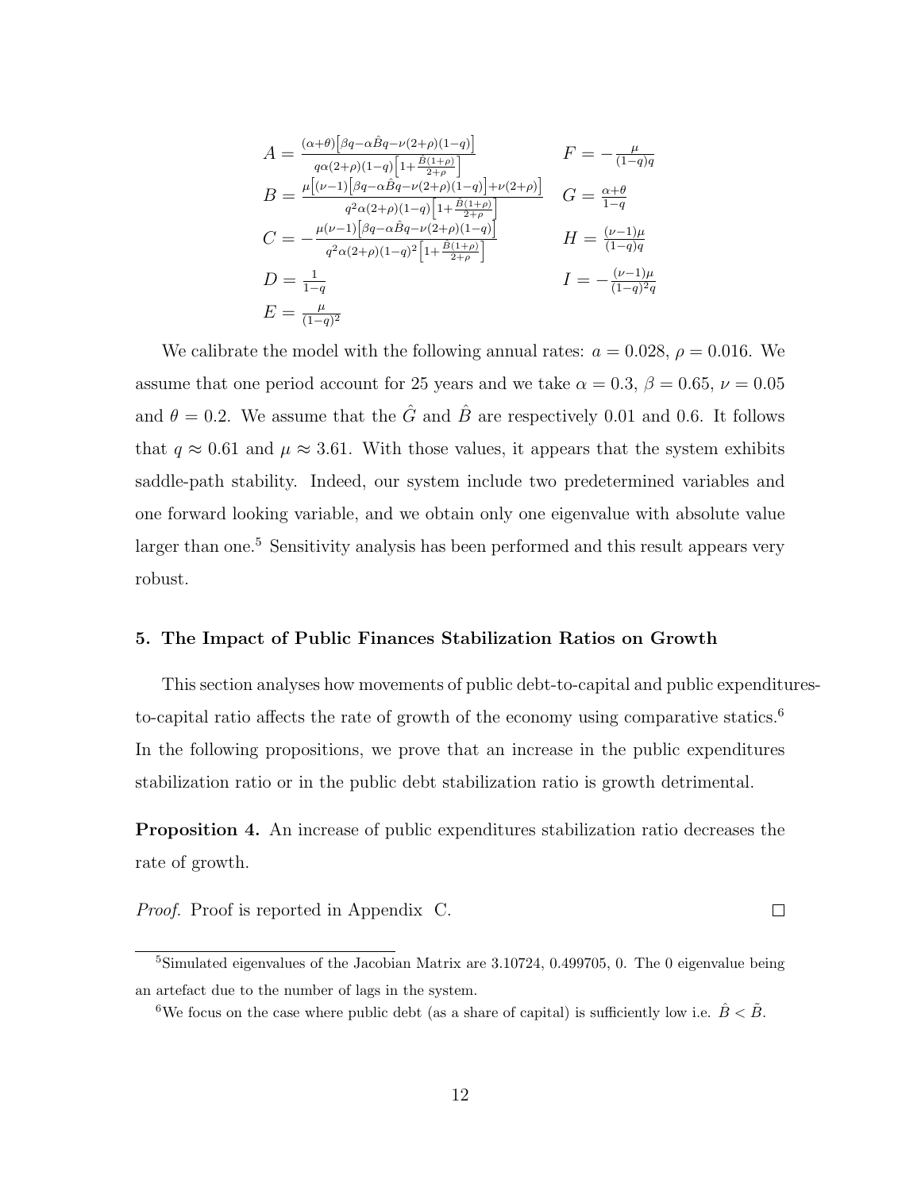$$
\begin{aligned}
A &= \frac{(\alpha+\theta)\left[\beta q-\alpha \hat{B} q-\nu(2+\rho)(1-q)\right]}{q\alpha(2+\rho)(1-q)\left[1+\frac{\hat{B}(1+\rho)}{2+\rho}\right]} & F &= -\frac{\mu}{(1-q)q} \\
B &= \frac{\mu\left[(\nu-1)\left[\beta q-\alpha \hat{B} q-\nu(2+\rho)(1-q)\right]+\nu(2+\rho)\right]}{q^2\alpha(2+\rho)(1-q)\left[1+\frac{\hat{B}(1+\rho)}{2+\rho}\right]} & G &= \frac{\alpha+\theta}{1-q} \\
C &= -\frac{\mu(\nu-1)\left[\beta q-\alpha \hat{B} q-\nu(2+\rho)(1-q)\right]}{q^2\alpha(2+\rho)(1-q)^2\left[1+\frac{\hat{B}(1+\rho)}{2+\rho}\right]} & H &= \frac{(\nu-1)\mu}{(1-q)q} \\
D &= \frac{1}{1-q} & I &= -\frac{(\nu-1)\mu}{(1-q)^2 q} \\
E &= \frac{\mu}{(1-q)^2} & &
\end{aligned}
$$

We calibrate the model with the following annual rates: $a = 0.028$, $\rho = 0.016$. We assume that one period account for 25 years and we take $\alpha = 0.3$, $\beta = 0.65$, $\nu = 0.05$ and $\theta = 0.2$. We assume that the $\hat{G}$ and $\hat{B}$ are respectively 0.01 and 0.6. It follows that $q \approx 0.61$ and $\mu \approx 3.61$. With those values, it appears that the system exhibits saddle-path stability. Indeed, our system include two predetermined variables and one forward looking variable, and we obtain only one eigenvalue with absolute value larger than one.[5] Sensitivity analysis has been performed and this result appears very robust.

## 5. The Impact of Public Finances Stabilization Ratios on Growth

This section analyses how movements of public debt-to-capital and public expenditures-to-capital ratio affects the rate of growth of the economy using comparative statics.[6] In the following propositions, we prove that an increase in the public expenditures stabilization ratio or in the public debt stabilization ratio is growth detrimental.

**Proposition 4.** An increase of public expenditures stabilization ratio decreases the rate of growth.

*Proof.* Proof is reported in Appendix C. □

[5] Simulated eigenvalues of the Jacobian Matrix are 3.10724, 0.499705, 0. The 0 eigenvalue being an artefact due to the number of lags in the system.

[6] We focus on the case where public debt (as a share of capital) is sufficiently low i.e. $\hat{B} < \tilde{B}$.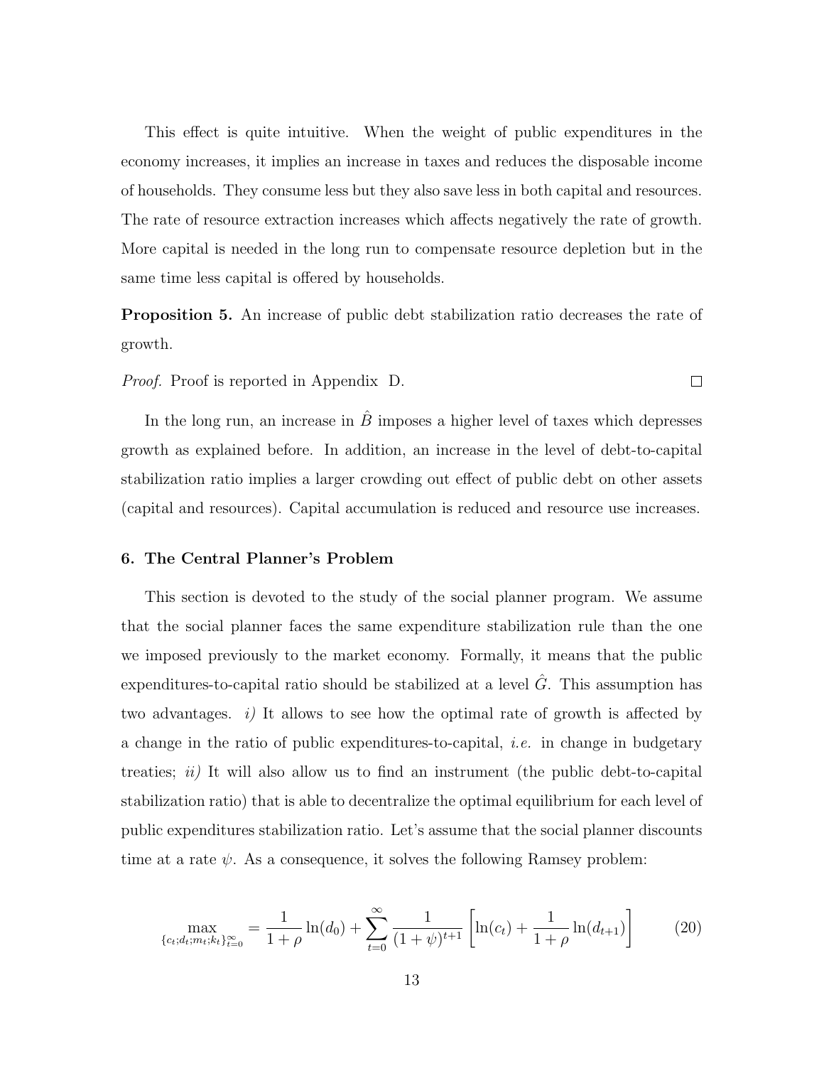This effect is quite intuitive. When the weight of public expenditures in the economy increases, it implies an increase in taxes and reduces the disposable income of households. They consume less but they also save less in both capital and resources. The rate of resource extraction increases which affects negatively the rate of growth. More capital is needed in the long run to compensate resource depletion but in the same time less capital is offered by households.

**Proposition 5.** An increase of public debt stabilization ratio decreases the rate of growth.

*Proof.* Proof is reported in Appendix D. □

In the long run, an increase in $\hat{B}$ imposes a higher level of taxes which depresses growth as explained before. In addition, an increase in the level of debt-to-capital stabilization ratio implies a larger crowding out effect of public debt on other assets (capital and resources). Capital accumulation is reduced and resource use increases.

### 6. The Central Planner's Problem

This section is devoted to the study of the social planner program. We assume that the social planner faces the same expenditure stabilization rule than the one we imposed previously to the market economy. Formally, it means that the public expenditures-to-capital ratio should be stabilized at a level $\hat{G}$. This assumption has two advantages. *i)* It allows to see how the optimal rate of growth is affected by a change in the ratio of public expenditures-to-capital, *i.e.* in change in budgetary treaties; *ii)* It will also allow us to find an instrument (the public debt-to-capital stabilization ratio) that is able to decentralize the optimal equilibrium for each level of public expenditures stabilization ratio. Let's assume that the social planner discounts time at a rate $\psi$. As a consequence, it solves the following Ramsey problem:

$$\max_{\{c_t;d_t;m_t;k_t\}_{t=0}^{\infty}} = \frac{1}{1+\rho}\ln(d_0) + \sum_{t=0}^{\infty} \frac{1}{(1+\psi)^{t+1}} \left[\ln(c_t) + \frac{1}{1+\rho}\ln(d_{t+1})\right] \tag{20}$$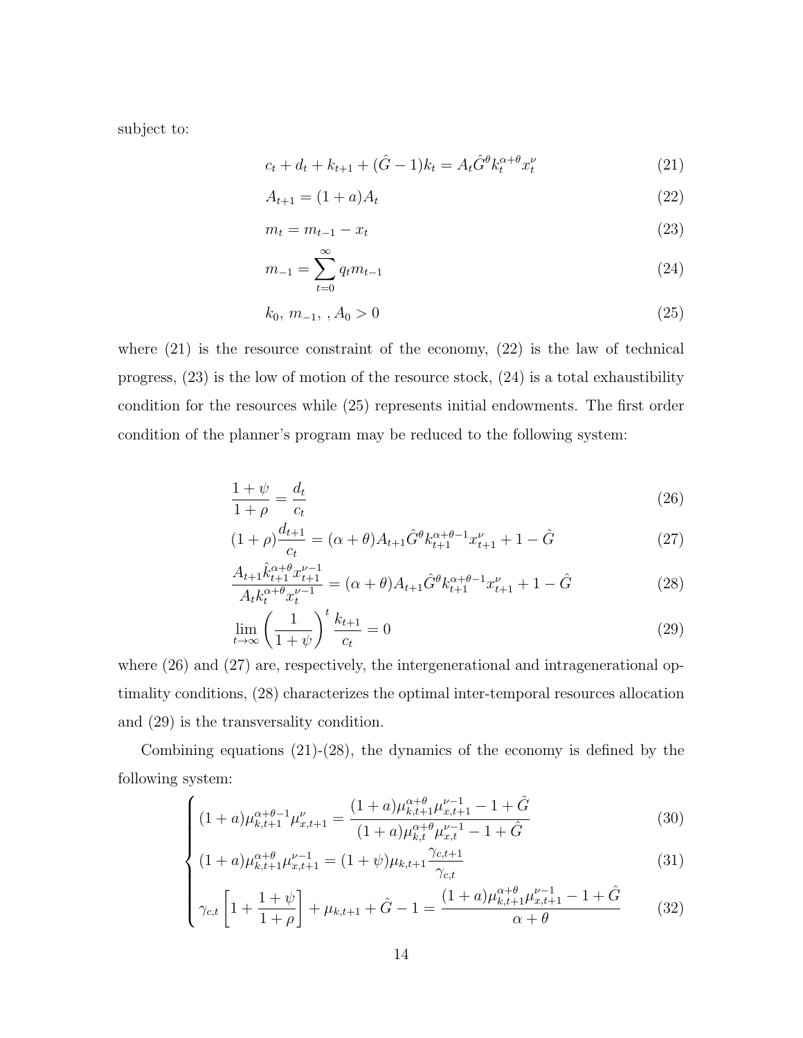subject to:

$$c_t + d_t + k_{t+1} + (\hat{G} - 1)k_t = A_t \hat{G}^{\theta} k_t^{\alpha+\theta} x_t^{\nu} \tag{21}$$

$$A_{t+1} = (1 + a)A_t \tag{22}$$

$$m_t = m_{t-1} - x_t \tag{23}$$

$$m_{-1} = \sum_{t=0}^{\infty} q_t m_{t-1} \tag{24}$$

$$k_0,\, m_{-1},\, ,A_0 > 0 \tag{25}$$

where (21) is the resource constraint of the economy, (22) is the law of technical progress, (23) is the low of motion of the resource stock, (24) is a total exhaustibility condition for the resources while (25) represents initial endowments. The first order condition of the planner's program may be reduced to the following system:

$$\frac{1+\psi}{1+\rho} = \frac{d_t}{c_t} \tag{26}$$

$$(1+\rho)\frac{d_{t+1}}{c_t} = (\alpha+\theta)A_{t+1}\hat{G}^{\theta}k_{t+1}^{\alpha+\theta-1}x_{t+1}^{\nu} + 1 - \hat{G} \tag{27}$$

$$\frac{A_{t+1}\hat{k}_{t+1}^{\alpha+\theta}x_{t+1}^{\nu-1}}{A_t k_t^{\alpha+\theta} x_t^{\nu-1}} = (\alpha+\theta)A_{t+1}\hat{G}^{\theta}k_{t+1}^{\alpha+\theta-1}x_{t+1}^{\nu} + 1 - \hat{G} \tag{28}$$

$$\lim_{t\to\infty}\left(\frac{1}{1+\psi}\right)^t \frac{k_{t+1}}{c_t} = 0 \tag{29}$$

where (26) and (27) are, respectively, the intergenerational and intragenerational optimality conditions, (28) characterizes the optimal inter-temporal resources allocation and (29) is the transversality condition.

Combining equations (21)-(28), the dynamics of the economy is defined by the following system:

$$\begin{cases} (1+a)\mu_{k,t+1}^{\alpha+\theta-1}\mu_{x,t+1}^{\nu} = \dfrac{(1+a)\mu_{k,t+1}^{\alpha+\theta}\mu_{x,t+1}^{\nu-1} - 1 + \hat{G}}{(1+a)\mu_{k,t}^{\alpha+\theta}\mu_{x,t}^{\nu-1} - 1 + \hat{G}} & (30) \\ (1+a)\mu_{k,t+1}^{\alpha+\theta}\mu_{x,t+1}^{\nu-1} = (1+\psi)\mu_{k,t+1}\dfrac{\gamma_{c,t+1}}{\gamma_{c,t}} & (31) \\ \gamma_{c,t}\left[1 + \dfrac{1+\psi}{1+\rho}\right] + \mu_{k,t+1} + \hat{G} - 1 = \dfrac{(1+a)\mu_{k,t+1}^{\alpha+\theta}\mu_{x,t+1}^{\nu-1} - 1 + \hat{G}}{\alpha+\theta} & (32) \end{cases}$$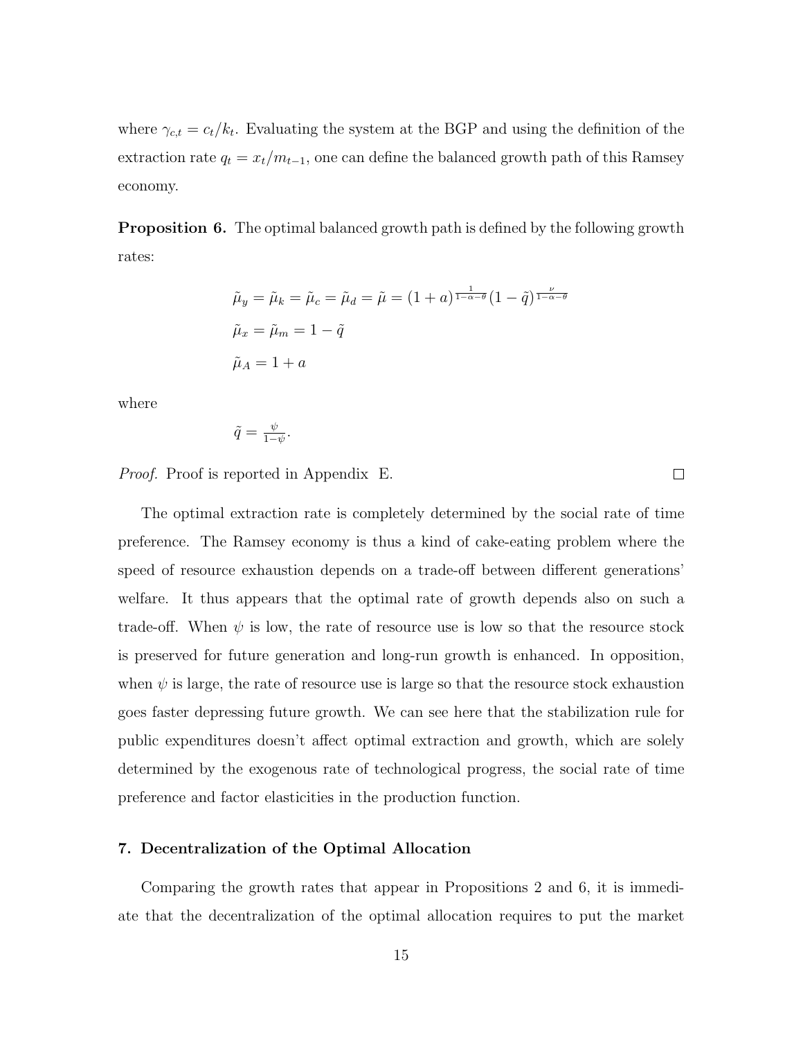where $\gamma_{c,t} = c_t/k_t$. Evaluating the system at the BGP and using the definition of the extraction rate $q_t = x_t/m_{t-1}$, one can define the balanced growth path of this Ramsey economy.

**Proposition 6.** The optimal balanced growth path is defined by the following growth rates:

$$\tilde{\mu}_y = \tilde{\mu}_k = \tilde{\mu}_c = \tilde{\mu}_d = \tilde{\mu} = (1+a)^{\frac{1}{1-\alpha-\theta}}(1-\tilde{q})^{\frac{\nu}{1-\alpha-\theta}}$$

$$\tilde{\mu}_x = \tilde{\mu}_m = 1-\tilde{q}$$

$$\tilde{\mu}_A = 1+a$$

where

$$\tilde{q} = \tfrac{\psi}{1-\psi}.$$

*Proof.* Proof is reported in Appendix E. □

The optimal extraction rate is completely determined by the social rate of time preference. The Ramsey economy is thus a kind of cake-eating problem where the speed of resource exhaustion depends on a trade-off between different generations' welfare. It thus appears that the optimal rate of growth depends also on such a trade-off. When $\psi$ is low, the rate of resource use is low so that the resource stock is preserved for future generation and long-run growth is enhanced. In opposition, when $\psi$ is large, the rate of resource use is large so that the resource stock exhaustion goes faster depressing future growth. We can see here that the stabilization rule for public expenditures doesn't affect optimal extraction and growth, which are solely determined by the exogenous rate of technological progress, the social rate of time preference and factor elasticities in the production function.

## 7. Decentralization of the Optimal Allocation

Comparing the growth rates that appear in Propositions 2 and 6, it is immediate that the decentralization of the optimal allocation requires to put the market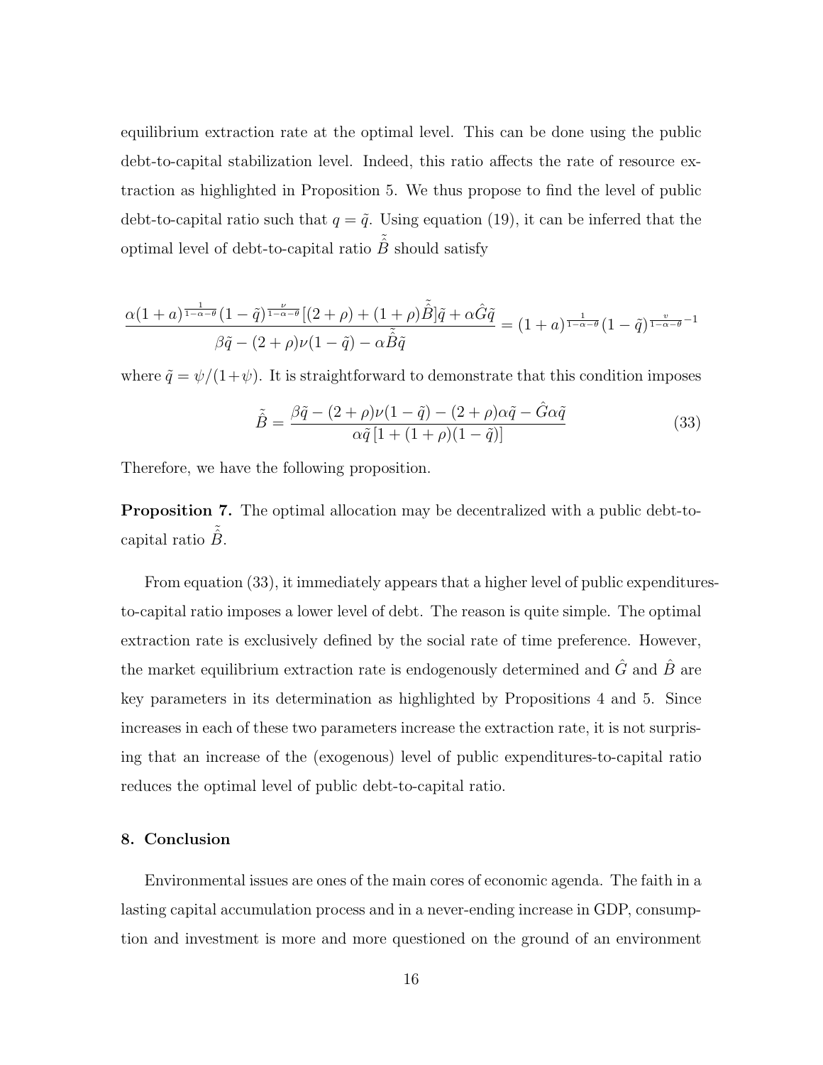equilibrium extraction rate at the optimal level. This can be done using the public debt-to-capital stabilization level. Indeed, this ratio affects the rate of resource extraction as highlighted in Proposition 5. We thus propose to find the level of public debt-to-capital ratio such that $q = \tilde{q}$. Using equation (19), it can be inferred that the optimal level of debt-to-capital ratio $\tilde{\hat{B}}$ should satisfy

$$\frac{\alpha(1+a)^{\frac{1}{1-\alpha-\theta}}(1-\tilde{q})^{\frac{\nu}{1-\alpha-\theta}}[(2+\rho)+(1+\rho)\tilde{\hat{B}}]\tilde{q}+\alpha\hat{G}\tilde{q}}{\beta\tilde{q}-(2+\rho)\nu(1-\tilde{q})-\alpha\tilde{\hat{B}}\tilde{q}} = (1+a)^{\frac{1}{1-\alpha-\theta}}(1-\tilde{q})^{\frac{v}{1-\alpha-\theta}-1}$$

where $\tilde{q} = \psi/(1+\psi)$. It is straightforward to demonstrate that this condition imposes

$$\tilde{\hat{B}} = \frac{\beta\tilde{q}-(2+\rho)\nu(1-\tilde{q})-(2+\rho)\alpha\tilde{q}-\hat{G}\alpha\tilde{q}}{\alpha\tilde{q}\left[1+(1+\rho)(1-\tilde{q})\right]} \tag{33}$$

Therefore, we have the following proposition.

**Proposition 7.** The optimal allocation may be decentralized with a public debt-to-capital ratio $\tilde{\hat{B}}$.

From equation (33), it immediately appears that a higher level of public expenditures-to-capital ratio imposes a lower level of debt. The reason is quite simple. The optimal extraction rate is exclusively defined by the social rate of time preference. However, the market equilibrium extraction rate is endogenously determined and $\hat{G}$ and $\hat{B}$ are key parameters in its determination as highlighted by Propositions 4 and 5. Since increases in each of these two parameters increase the extraction rate, it is not surprising that an increase of the (exogenous) level of public expenditures-to-capital ratio reduces the optimal level of public debt-to-capital ratio.

## 8. Conclusion

Environmental issues are ones of the main cores of economic agenda. The faith in a lasting capital accumulation process and in a never-ending increase in GDP, consumption and investment is more and more questioned on the ground of an environment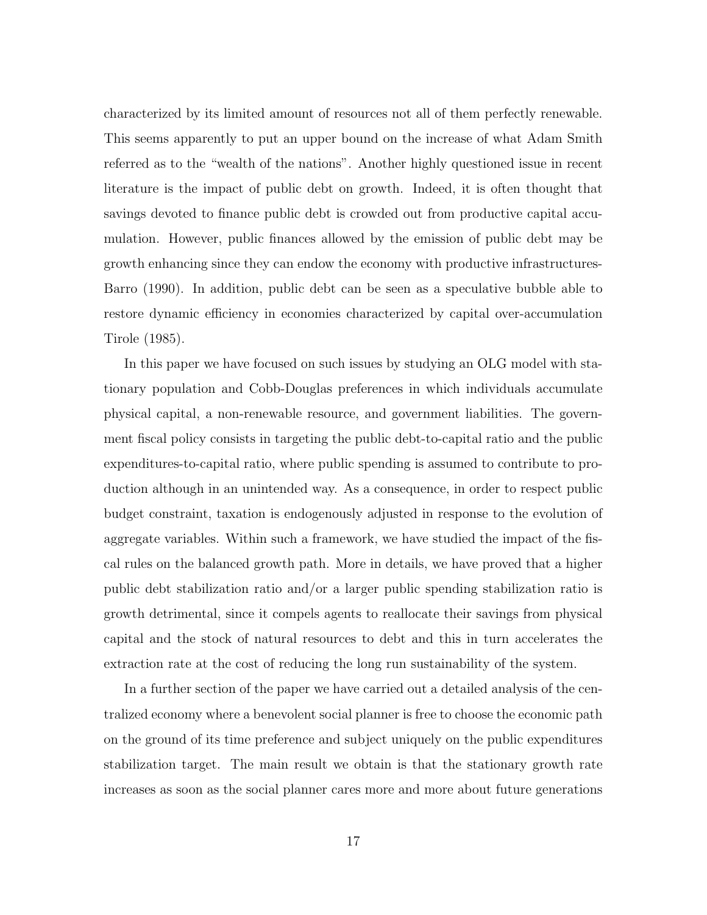characterized by its limited amount of resources not all of them perfectly renewable. This seems apparently to put an upper bound on the increase of what Adam Smith referred as to the "wealth of the nations". Another highly questioned issue in recent literature is the impact of public debt on growth. Indeed, it is often thought that savings devoted to finance public debt is crowded out from productive capital accumulation. However, public finances allowed by the emission of public debt may be growth enhancing since they can endow the economy with productive infrastructures-Barro (1990). In addition, public debt can be seen as a speculative bubble able to restore dynamic efficiency in economies characterized by capital over-accumulation Tirole (1985).

In this paper we have focused on such issues by studying an OLG model with stationary population and Cobb-Douglas preferences in which individuals accumulate physical capital, a non-renewable resource, and government liabilities. The government fiscal policy consists in targeting the public debt-to-capital ratio and the public expenditures-to-capital ratio, where public spending is assumed to contribute to production although in an unintended way. As a consequence, in order to respect public budget constraint, taxation is endogenously adjusted in response to the evolution of aggregate variables. Within such a framework, we have studied the impact of the fiscal rules on the balanced growth path. More in details, we have proved that a higher public debt stabilization ratio and/or a larger public spending stabilization ratio is growth detrimental, since it compels agents to reallocate their savings from physical capital and the stock of natural resources to debt and this in turn accelerates the extraction rate at the cost of reducing the long run sustainability of the system.

In a further section of the paper we have carried out a detailed analysis of the centralized economy where a benevolent social planner is free to choose the economic path on the ground of its time preference and subject uniquely on the public expenditures stabilization target. The main result we obtain is that the stationary growth rate increases as soon as the social planner cares more and more about future generations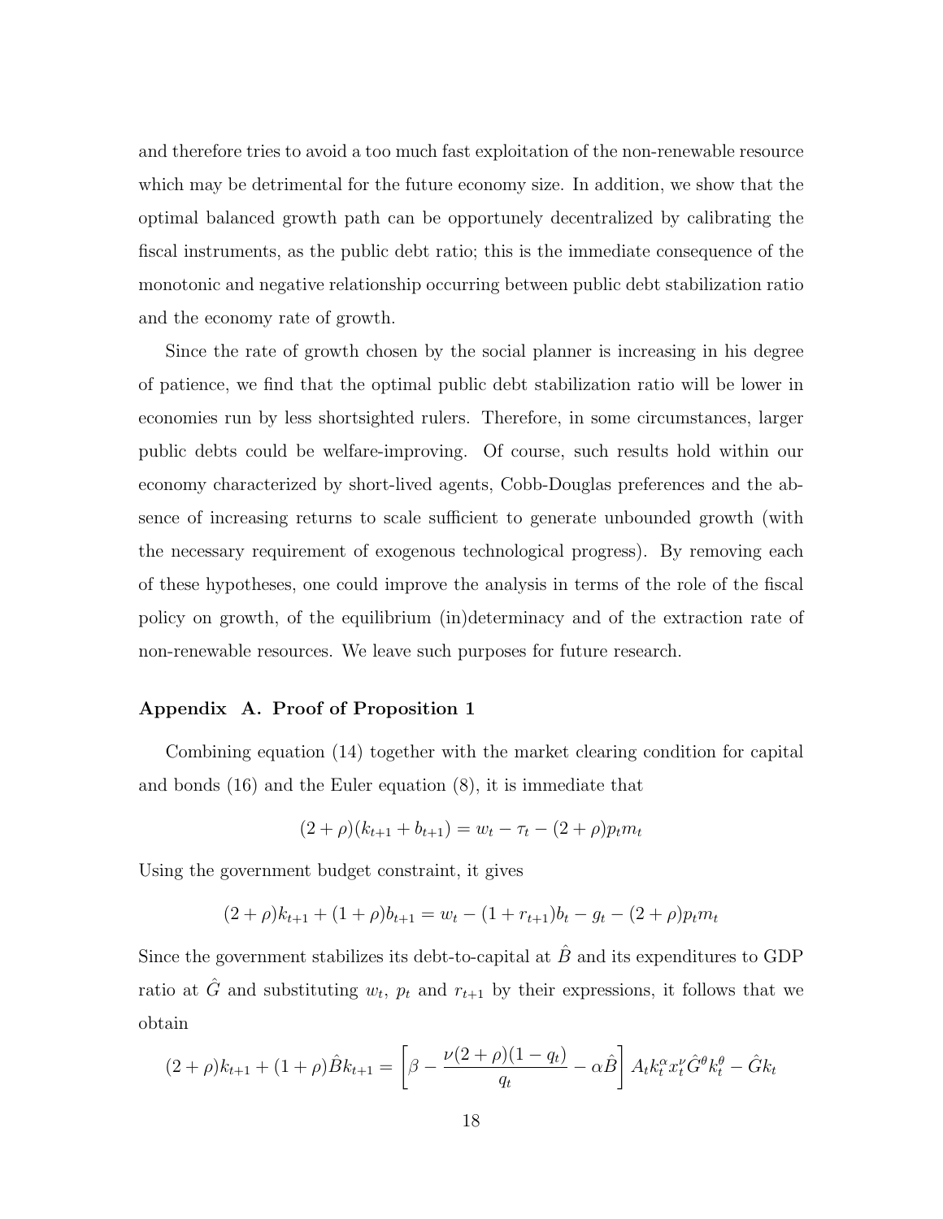and therefore tries to avoid a too much fast exploitation of the non-renewable resource which may be detrimental for the future economy size. In addition, we show that the optimal balanced growth path can be opportunely decentralized by calibrating the fiscal instruments, as the public debt ratio; this is the immediate consequence of the monotonic and negative relationship occurring between public debt stabilization ratio and the economy rate of growth.

Since the rate of growth chosen by the social planner is increasing in his degree of patience, we find that the optimal public debt stabilization ratio will be lower in economies run by less shortsighted rulers. Therefore, in some circumstances, larger public debts could be welfare-improving. Of course, such results hold within our economy characterized by short-lived agents, Cobb-Douglas preferences and the absence of increasing returns to scale sufficient to generate unbounded growth (with the necessary requirement of exogenous technological progress). By removing each of these hypotheses, one could improve the analysis in terms of the role of the fiscal policy on growth, of the equilibrium (in)determinacy and of the extraction rate of non-renewable resources. We leave such purposes for future research.

### Appendix A. Proof of Proposition 1

Combining equation (14) together with the market clearing condition for capital and bonds (16) and the Euler equation (8), it is immediate that

$$(2+\rho)(k_{t+1}+b_{t+1}) = w_t - \tau_t - (2+\rho)p_t m_t$$

Using the government budget constraint, it gives

$$(2+\rho)k_{t+1} + (1+\rho)b_{t+1} = w_t - (1+r_{t+1})b_t - g_t - (2+\rho)p_t m_t$$

Since the government stabilizes its debt-to-capital at $\hat{B}$ and its expenditures to GDP ratio at $\hat{G}$ and substituting $w_t$, $p_t$ and $r_{t+1}$ by their expressions, it follows that we obtain

$$(2+\rho)k_{t+1} + (1+\rho)\hat{B}k_{t+1} = \left[\beta - \frac{\nu(2+\rho)(1-q_t)}{q_t} - \alpha\hat{B}\right] A_t k_t^{\alpha} x_t^{\nu} \hat{G}^{\theta} k_t^{\theta} - \hat{G}k_t$$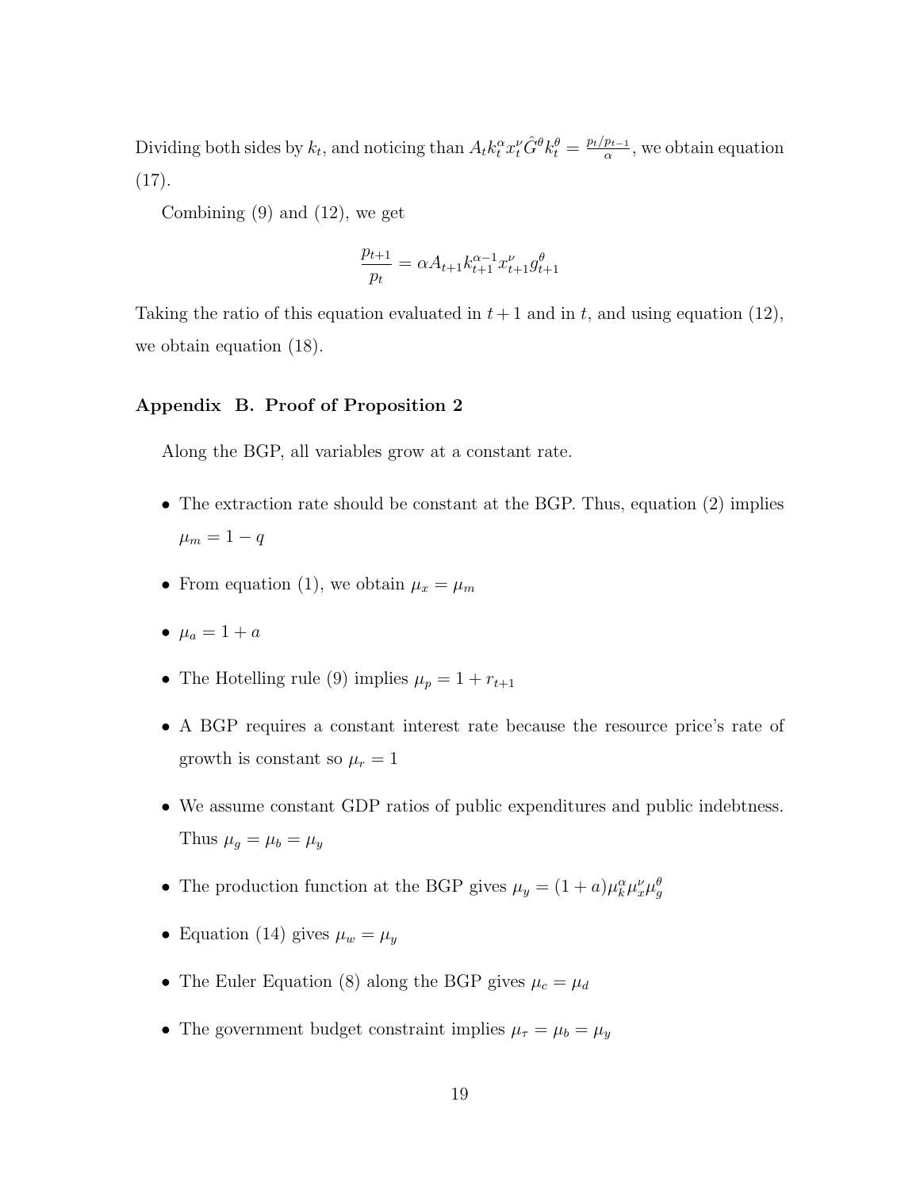Dividing both sides by $k_t$, and noticing than $A_t k_t^\alpha x_t^\nu \hat{G}^\theta k_t^\theta = \frac{p_t/p_{t-1}}{\alpha}$, we obtain equation (17).

Combining (9) and (12), we get

$$\frac{p_{t+1}}{p_t} = \alpha A_{t+1} k_{t+1}^{\alpha-1} x_{t+1}^\nu g_{t+1}^\theta$$

Taking the ratio of this equation evaluated in $t+1$ and in $t$, and using equation (12), we obtain equation (18).

### Appendix B. Proof of Proposition 2

Along the BGP, all variables grow at a constant rate.

- The extraction rate should be constant at the BGP. Thus, equation (2) implies $\mu_m = 1 - q$
- From equation (1), we obtain $\mu_x = \mu_m$
- $\mu_a = 1 + a$
- The Hotelling rule (9) implies $\mu_p = 1 + r_{t+1}$
- A BGP requires a constant interest rate because the resource price's rate of growth is constant so $\mu_r = 1$
- We assume constant GDP ratios of public expenditures and public indebtness. Thus $\mu_g = \mu_b = \mu_y$
- The production function at the BGP gives $\mu_y = (1 + a)\mu_k^\alpha \mu_x^\nu \mu_g^\theta$
- Equation (14) gives $\mu_w = \mu_y$
- The Euler Equation (8) along the BGP gives $\mu_c = \mu_d$
- The government budget constraint implies $\mu_\tau = \mu_b = \mu_y$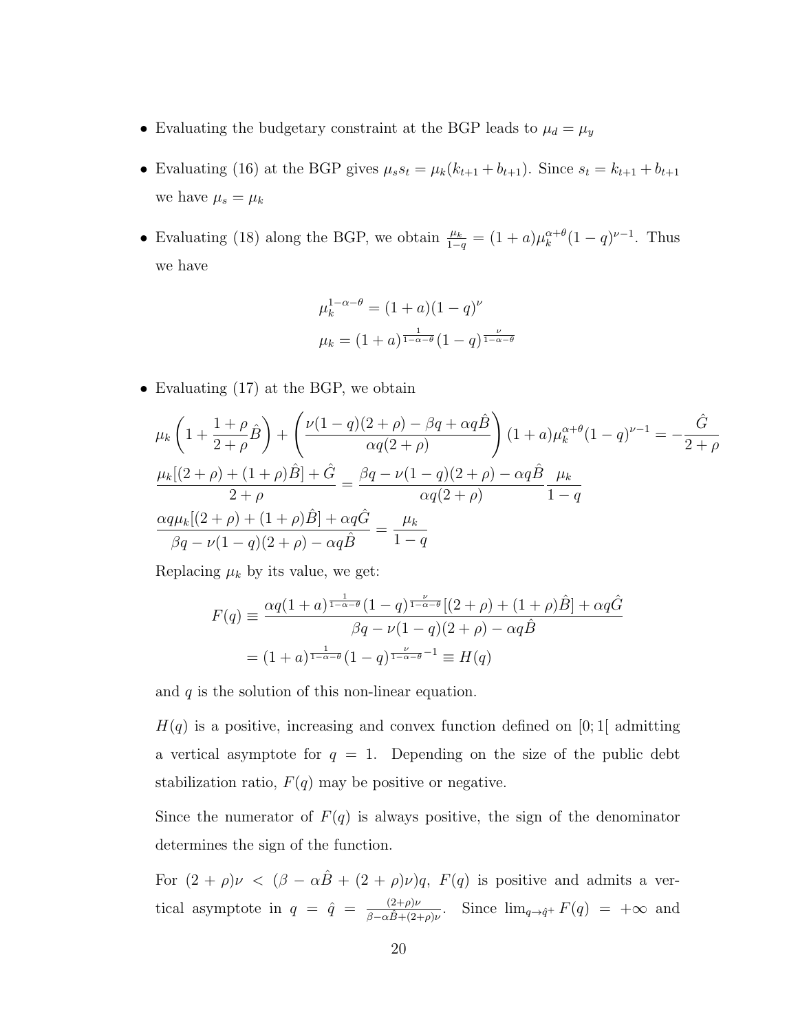- Evaluating the budgetary constraint at the BGP leads to $\mu_d = \mu_y$
- Evaluating (16) at the BGP gives $\mu_s s_t = \mu_k(k_{t+1} + b_{t+1})$. Since $s_t = k_{t+1} + b_{t+1}$ we have $\mu_s = \mu_k$
- Evaluating (18) along the BGP, we obtain $\frac{\mu_k}{1-q} = (1+a)\mu_k^{\alpha+\theta}(1-q)^{\nu-1}$. Thus we have

$$\mu_k^{1-\alpha-\theta} = (1+a)(1-q)^{\nu}$$
$$\mu_k = (1+a)^{\frac{1}{1-\alpha-\theta}}(1-q)^{\frac{\nu}{1-\alpha-\theta}}$$

- Evaluating (17) at the BGP, we obtain

$$\mu_k\left(1 + \frac{1+\rho}{2+\rho}\hat{B}\right) + \left(\frac{\nu(1-q)(2+\rho) - \beta q + \alpha q\hat{B}}{\alpha q(2+\rho)}\right)(1+a)\mu_k^{\alpha+\theta}(1-q)^{\nu-1} = -\frac{\hat{G}}{2+\rho}$$

$$\frac{\mu_k[(2+\rho) + (1+\rho)\hat{B}] + \hat{G}}{2+\rho} = \frac{\beta q - \nu(1-q)(2+\rho) - \alpha q\hat{B}}{\alpha q(2+\rho)}\frac{\mu_k}{1-q}$$

$$\frac{\alpha q\mu_k[(2+\rho) + (1+\rho)\hat{B}] + \alpha q\hat{G}}{\beta q - \nu(1-q)(2+\rho) - \alpha q\hat{B}} = \frac{\mu_k}{1-q}$$

Replacing $\mu_k$ by its value, we get:

$$F(q) \equiv \frac{\alpha q(1+a)^{\frac{1}{1-\alpha-\theta}}(1-q)^{\frac{\nu}{1-\alpha-\theta}}[(2+\rho) + (1+\rho)\hat{B}] + \alpha q\hat{G}}{\beta q - \nu(1-q)(2+\rho) - \alpha q\hat{B}}$$
$$= (1+a)^{\frac{1}{1-\alpha-\theta}}(1-q)^{\frac{\nu}{1-\alpha-\theta}-1} \equiv H(q)$$

and $q$ is the solution of this non-linear equation.

$H(q)$ is a positive, increasing and convex function defined on $[0;1[$ admitting a vertical asymptote for $q = 1$. Depending on the size of the public debt stabilization ratio, $F(q)$ may be positive or negative.

Since the numerator of $F(q)$ is always positive, the sign of the denominator determines the sign of the function.

For $(2+\rho)\nu < (\beta - \alpha\hat{B} + (2+\rho)\nu)q$, $F(q)$ is positive and admits a vertical asymptote in $q = \hat{q} = \frac{(2+\rho)\nu}{\beta - \alpha\hat{B} + (2+\rho)\nu}$. Since $\lim_{q \to \hat{q}^+} F(q) = +\infty$ and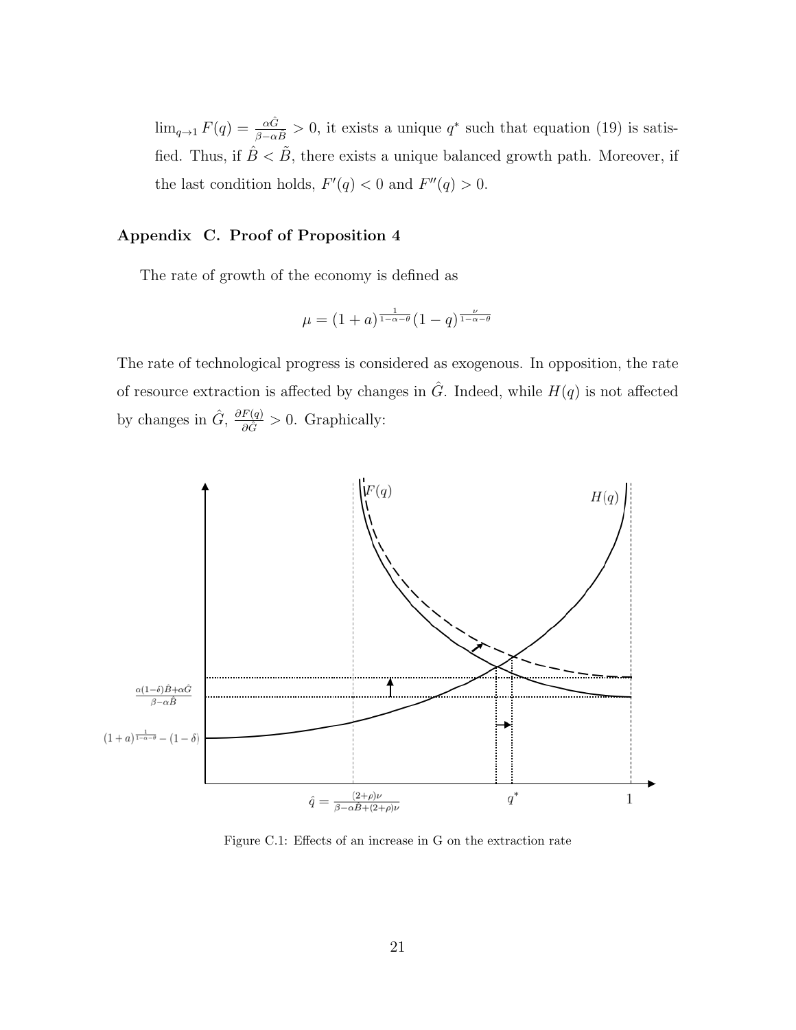$\lim_{q\to 1} F(q) = \frac{\alpha \hat{G}}{\beta - \alpha \hat{B}} > 0$, it exists a unique $q^*$ such that equation (19) is satisfied. Thus, if $\hat{B} < \tilde{B}$, there exists a unique balanced growth path. Moreover, if the last condition holds, $F'(q) < 0$ and $F''(q) > 0$.

## Appendix C. Proof of Proposition 4

The rate of growth of the economy is defined as

$$\mu = (1+a)^{\frac{1}{1-\alpha-\theta}}(1-q)^{\frac{\nu}{1-\alpha-\theta}}$$

The rate of technological progress is considered as exogenous. In opposition, the rate of resource extraction is affected by changes in $\hat{G}$. Indeed, while $H(q)$ is not affected by changes in $\hat{G}$, $\frac{\partial F(q)}{\partial \hat{G}} > 0$. Graphically:

Figure C.1: Effects of an increase in G on the extraction rate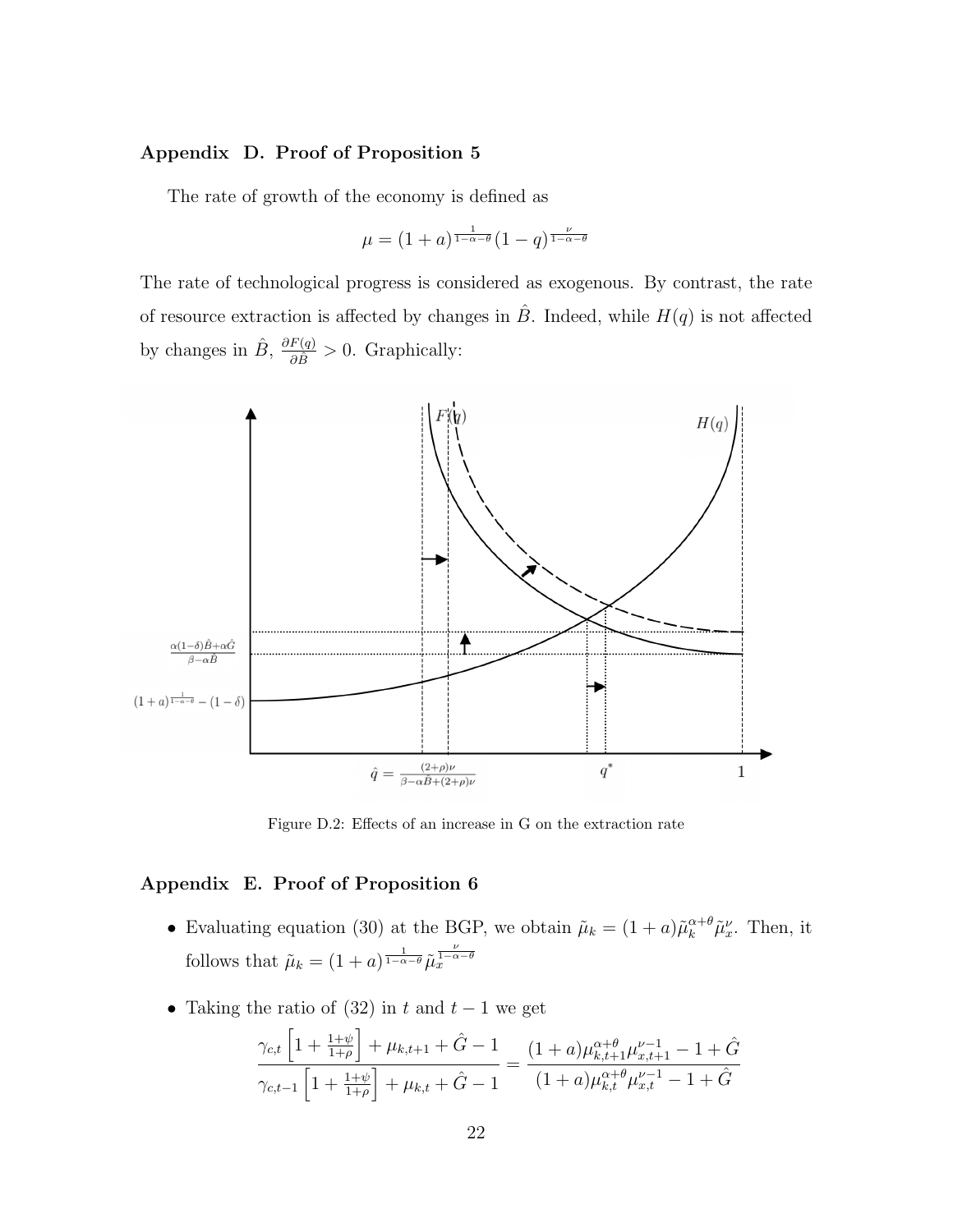## Appendix D. Proof of Proposition 5

The rate of growth of the economy is defined as

$$\mu = (1+a)^{\frac{1}{1-\alpha-\theta}}(1-q)^{\frac{\nu}{1-\alpha-\theta}}$$

The rate of technological progress is considered as exogenous. By contrast, the rate of resource extraction is affected by changes in $\hat{B}$. Indeed, while $H(q)$ is not affected by changes in $\hat{B}$, $\frac{\partial F(q)}{\partial \hat{B}} > 0$. Graphically:

Figure D.2: Effects of an increase in G on the extraction rate

## Appendix E. Proof of Proposition 6

- Evaluating equation (30) at the BGP, we obtain $\tilde{\mu}_k = (1+a)\tilde{\mu}_k^{\alpha+\theta}\tilde{\mu}_x^{\nu}$. Then, it follows that $\tilde{\mu}_k = (1+a)^{\frac{1}{1-\alpha-\theta}}\tilde{\mu}_x^{\frac{\nu}{1-\alpha-\theta}}$

- Taking the ratio of (32) in $t$ and $t-1$ we get

$$\frac{\gamma_{c,t}\left[1+\frac{1+\psi}{1+\rho}\right]+\mu_{k,t+1}+\hat{G}-1}{\gamma_{c,t-1}\left[1+\frac{1+\psi}{1+\rho}\right]+\mu_{k,t}+\hat{G}-1} = \frac{(1+a)\mu_{k,t+1}^{\alpha+\theta}\mu_{x,t+1}^{\nu-1}-1+\hat{G}}{(1+a)\mu_{k,t}^{\alpha+\theta}\mu_{x,t}^{\nu-1}-1+\hat{G}}$$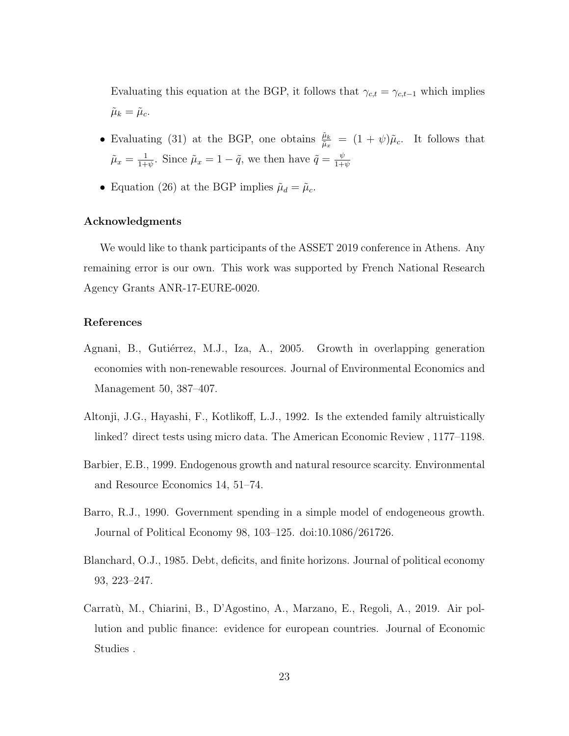Evaluating this equation at the BGP, it follows that $\gamma_{c,t} = \gamma_{c,t-1}$ which implies $\tilde{\mu}_k = \tilde{\mu}_c$.

- Evaluating (31) at the BGP, one obtains $\frac{\tilde{\mu}_k}{\tilde{\mu}_x} = (1+\psi)\tilde{\mu}_c$. It follows that $\tilde{\mu}_x = \frac{1}{1+\psi}$. Since $\tilde{\mu}_x = 1 - \tilde{q}$, we then have $\tilde{q} = \frac{\psi}{1+\psi}$
- Equation (26) at the BGP implies $\tilde{\mu}_d = \tilde{\mu}_c$.

### Acknowledgments

We would like to thank participants of the ASSET 2019 conference in Athens. Any remaining error is our own. This work was supported by French National Research Agency Grants ANR-17-EURE-0020.

### References

Agnani, B., Gutiérrez, M.J., Iza, A., 2005. Growth in overlapping generation economies with non-renewable resources. Journal of Environmental Economics and Management 50, 387–407.

Altonji, J.G., Hayashi, F., Kotlikoff, L.J., 1992. Is the extended family altruistically linked? direct tests using micro data. The American Economic Review , 1177–1198.

Barbier, E.B., 1999. Endogenous growth and natural resource scarcity. Environmental and Resource Economics 14, 51–74.

Barro, R.J., 1990. Government spending in a simple model of endogeneous growth. Journal of Political Economy 98, 103–125. doi:10.1086/261726.

Blanchard, O.J., 1985. Debt, deficits, and finite horizons. Journal of political economy 93, 223–247.

Carratù, M., Chiarini, B., D'Agostino, A., Marzano, E., Regoli, A., 2019. Air pollution and public finance: evidence for european countries. Journal of Economic Studies .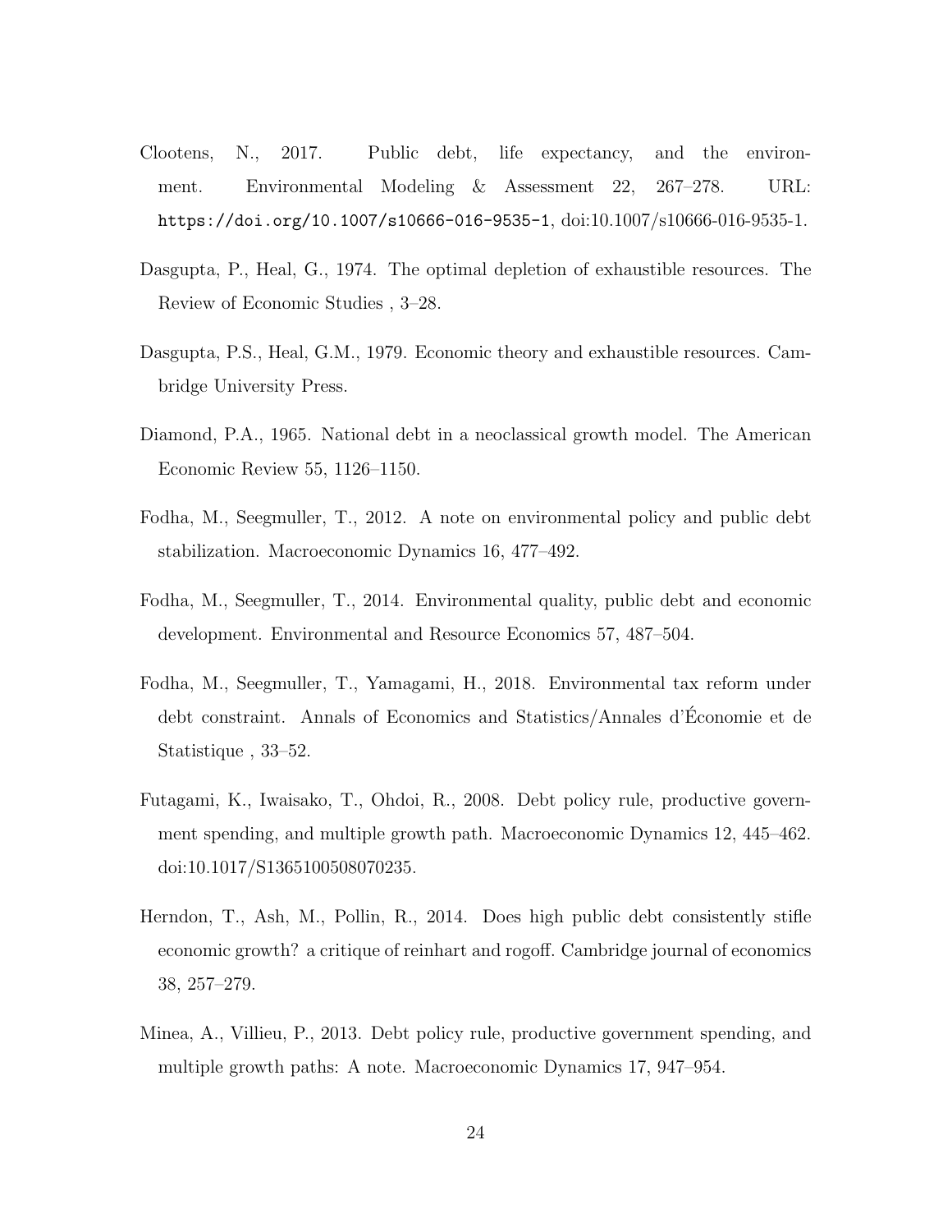Clootens, N., 2017. Public debt, life expectancy, and the environment. Environmental Modeling & Assessment 22, 267–278. URL: https://doi.org/10.1007/s10666-016-9535-1, doi:10.1007/s10666-016-9535-1.

Dasgupta, P., Heal, G., 1974. The optimal depletion of exhaustible resources. The Review of Economic Studies , 3–28.

Dasgupta, P.S., Heal, G.M., 1979. Economic theory and exhaustible resources. Cambridge University Press.

Diamond, P.A., 1965. National debt in a neoclassical growth model. The American Economic Review 55, 1126–1150.

Fodha, M., Seegmuller, T., 2012. A note on environmental policy and public debt stabilization. Macroeconomic Dynamics 16, 477–492.

Fodha, M., Seegmuller, T., 2014. Environmental quality, public debt and economic development. Environmental and Resource Economics 57, 487–504.

Fodha, M., Seegmuller, T., Yamagami, H., 2018. Environmental tax reform under debt constraint. Annals of Economics and Statistics/Annales d'Économie et de Statistique , 33–52.

Futagami, K., Iwaisako, T., Ohdoi, R., 2008. Debt policy rule, productive government spending, and multiple growth path. Macroeconomic Dynamics 12, 445–462. doi:10.1017/S1365100508070235.

Herndon, T., Ash, M., Pollin, R., 2014. Does high public debt consistently stifle economic growth? a critique of reinhart and rogoff. Cambridge journal of economics 38, 257–279.

Minea, A., Villieu, P., 2013. Debt policy rule, productive government spending, and multiple growth paths: A note. Macroeconomic Dynamics 17, 947–954.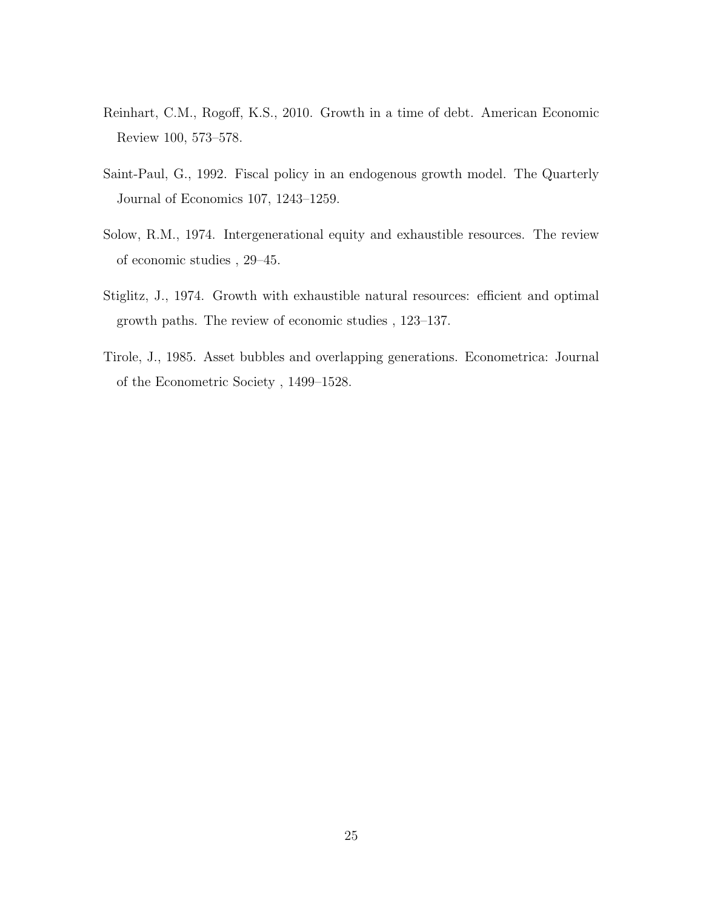Reinhart, C.M., Rogoff, K.S., 2010. Growth in a time of debt. American Economic Review 100, 573–578.

Saint-Paul, G., 1992. Fiscal policy in an endogenous growth model. The Quarterly Journal of Economics 107, 1243–1259.

Solow, R.M., 1974. Intergenerational equity and exhaustible resources. The review of economic studies , 29–45.

Stiglitz, J., 1974. Growth with exhaustible natural resources: efficient and optimal growth paths. The review of economic studies , 123–137.

Tirole, J., 1985. Asset bubbles and overlapping generations. Econometrica: Journal of the Econometric Society , 1499–1528.